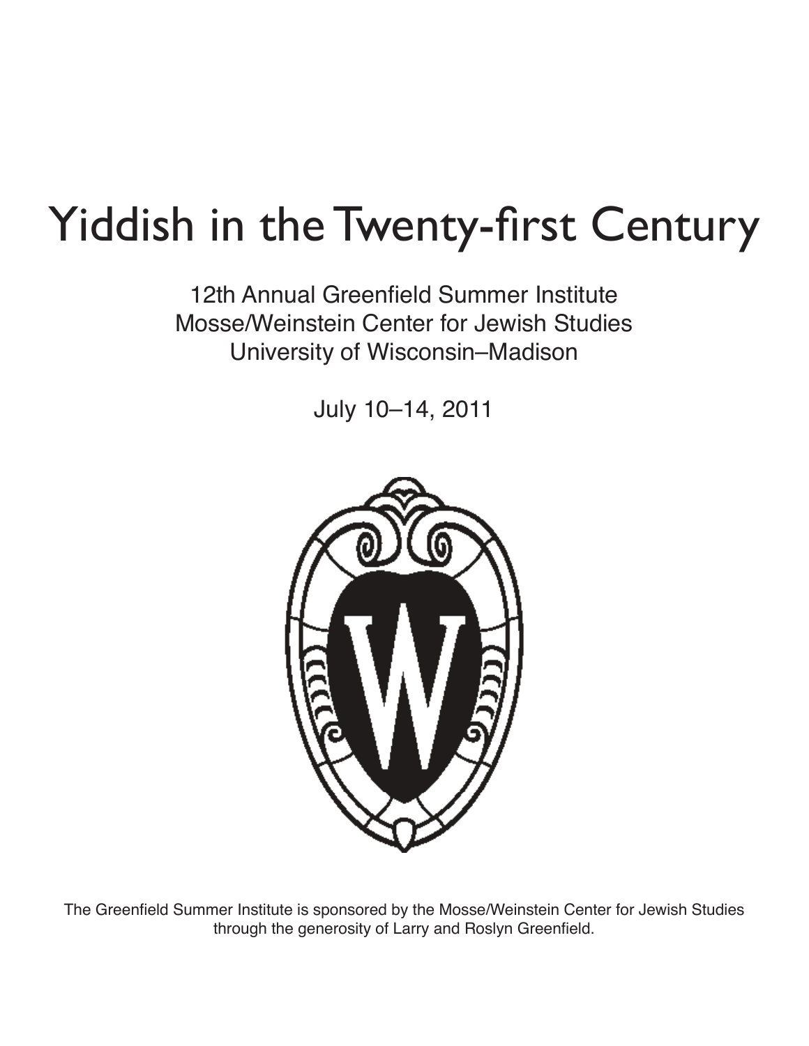# Yiddish in the Twenty-first Century

12th Annual Greenfield Summer Institute
Mosse/Weinstein Center for Jewish Studies
University of Wisconsin–Madison

July 10–14, 2011

The Greenfield Summer Institute is sponsored by the Mosse/Weinstein Center for Jewish Studies through the generosity of Larry and Roslyn Greenfield.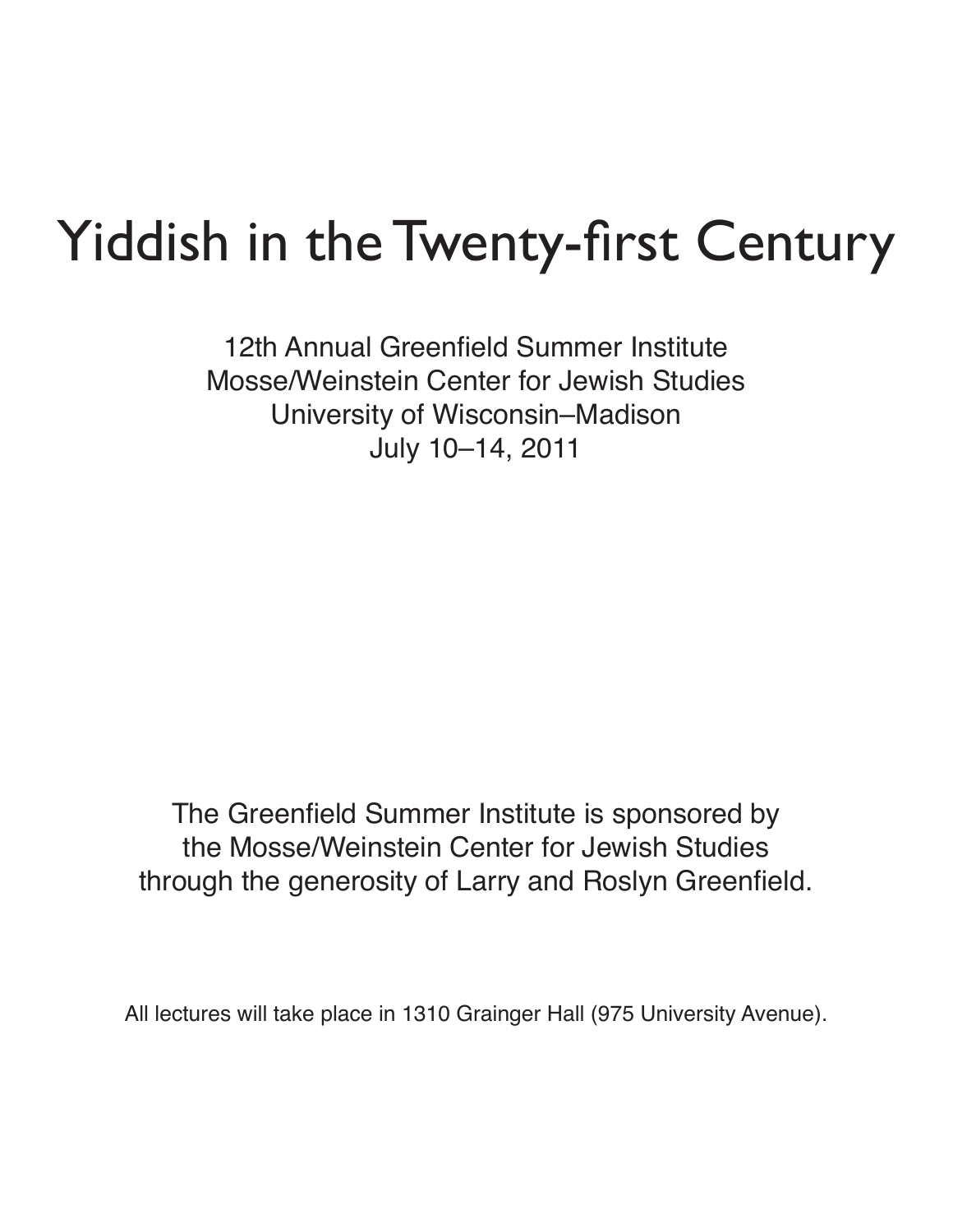# Yiddish in the Twenty-first Century

12th Annual Greenfield Summer Institute
Mosse/Weinstein Center for Jewish Studies
University of Wisconsin–Madison
July 10–14, 2011

The Greenfield Summer Institute is sponsored by the Mosse/Weinstein Center for Jewish Studies through the generosity of Larry and Roslyn Greenfield.

All lectures will take place in 1310 Grainger Hall (975 University Avenue).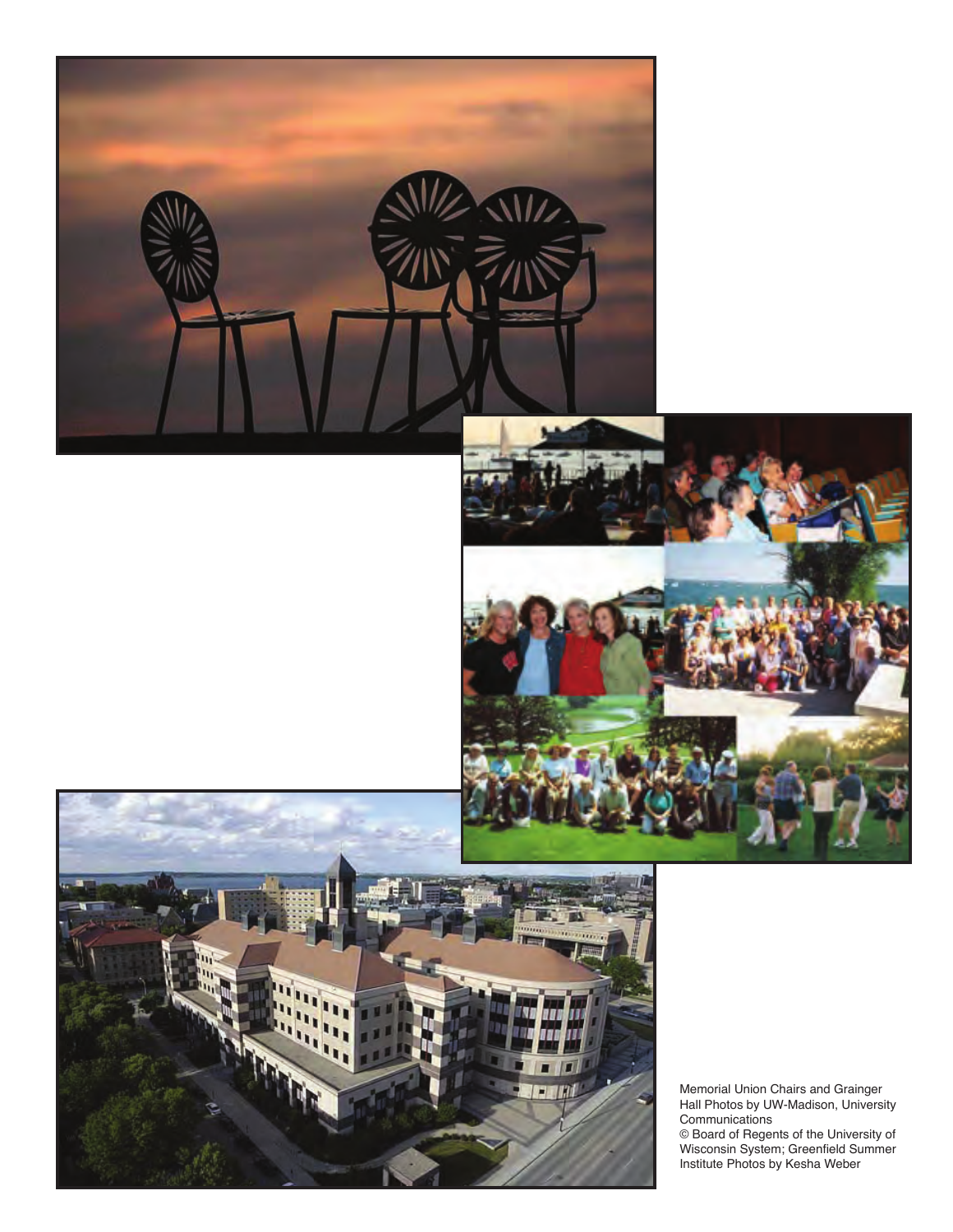Memorial Union Chairs and Grainger Hall Photos by UW-Madison, University Communications
© Board of Regents of the University of Wisconsin System; Greenfield Summer Institute Photos by Kesha Weber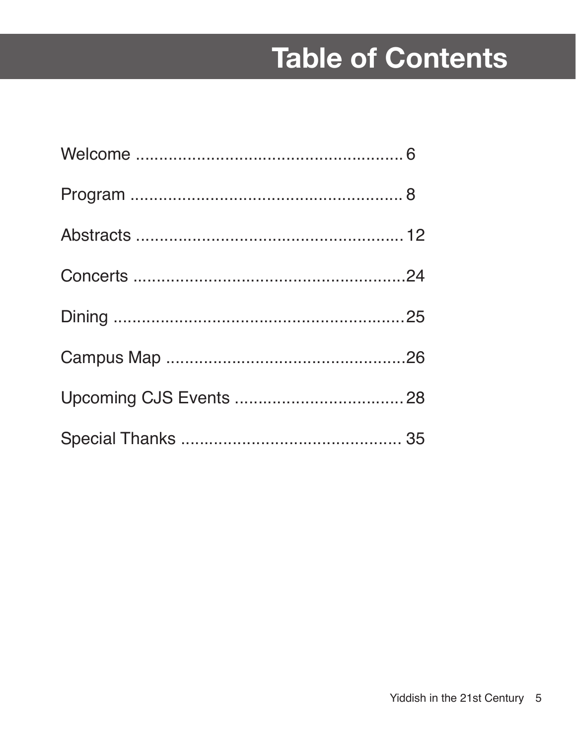# Table of Contents

Welcome .......................................................... 6

Program .......................................................... 8

Abstracts .......................................................... 12

Concerts ..........................................................24

Dining ..........................................................25

Campus Map ..........................................................26

Upcoming CJS Events .......................................... 28

Special Thanks .......................................... 35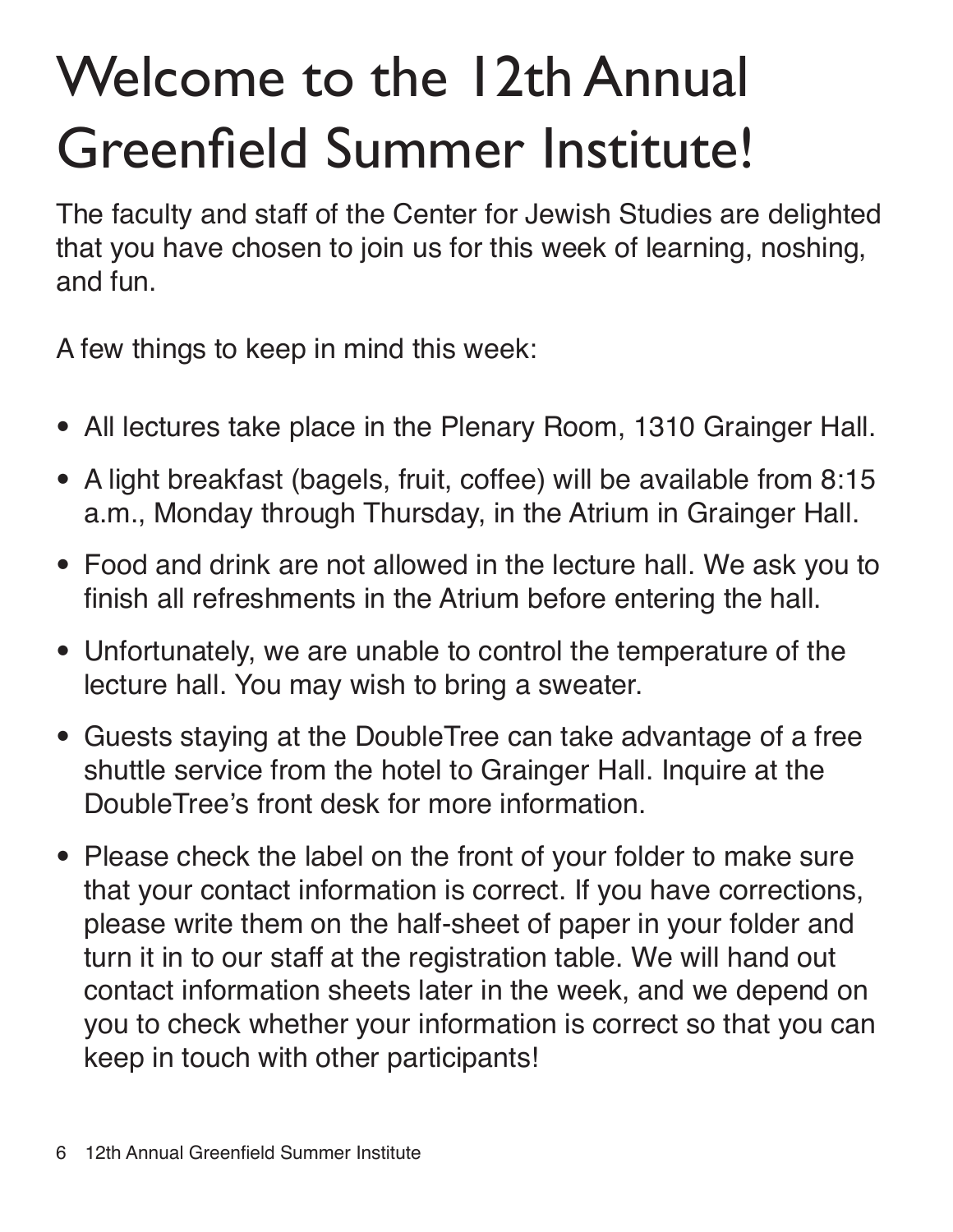# Welcome to the 12th Annual Greenfield Summer Institute!

The faculty and staff of the Center for Jewish Studies are delighted that you have chosen to join us for this week of learning, noshing, and fun.

A few things to keep in mind this week:

- All lectures take place in the Plenary Room, 1310 Grainger Hall.
- A light breakfast (bagels, fruit, coffee) will be available from 8:15 a.m., Monday through Thursday, in the Atrium in Grainger Hall.
- Food and drink are not allowed in the lecture hall. We ask you to finish all refreshments in the Atrium before entering the hall.
- Unfortunately, we are unable to control the temperature of the lecture hall. You may wish to bring a sweater.
- Guests staying at the DoubleTree can take advantage of a free shuttle service from the hotel to Grainger Hall. Inquire at the DoubleTree's front desk for more information.
- Please check the label on the front of your folder to make sure that your contact information is correct. If you have corrections, please write them on the half-sheet of paper in your folder and turn it in to our staff at the registration table. We will hand out contact information sheets later in the week, and we depend on you to check whether your information is correct so that you can keep in touch with other participants!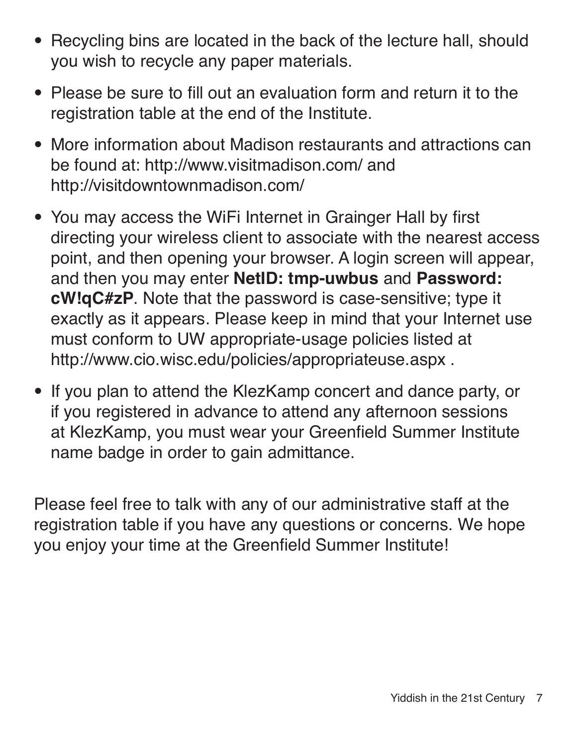- Recycling bins are located in the back of the lecture hall, should you wish to recycle any paper materials.

- Please be sure to fill out an evaluation form and return it to the registration table at the end of the Institute.

- More information about Madison restaurants and attractions can be found at: http://www.visitmadison.com/ and http://visitdowntownmadison.com/

- You may access the WiFi Internet in Grainger Hall by first directing your wireless client to associate with the nearest access point, and then opening your browser. A login screen will appear, and then you may enter **NetID: tmp-uwbus** and **Password: cW!qC#zP**. Note that the password is case-sensitive; type it exactly as it appears. Please keep in mind that your Internet use must conform to UW appropriate-usage policies listed at http://www.cio.wisc.edu/policies/appropriateuse.aspx .

- If you plan to attend the KlezKamp concert and dance party, or if you registered in advance to attend any afternoon sessions at KlezKamp, you must wear your Greenfield Summer Institute name badge in order to gain admittance.

Please feel free to talk with any of our administrative staff at the registration table if you have any questions or concerns. We hope you enjoy your time at the Greenfield Summer Institute!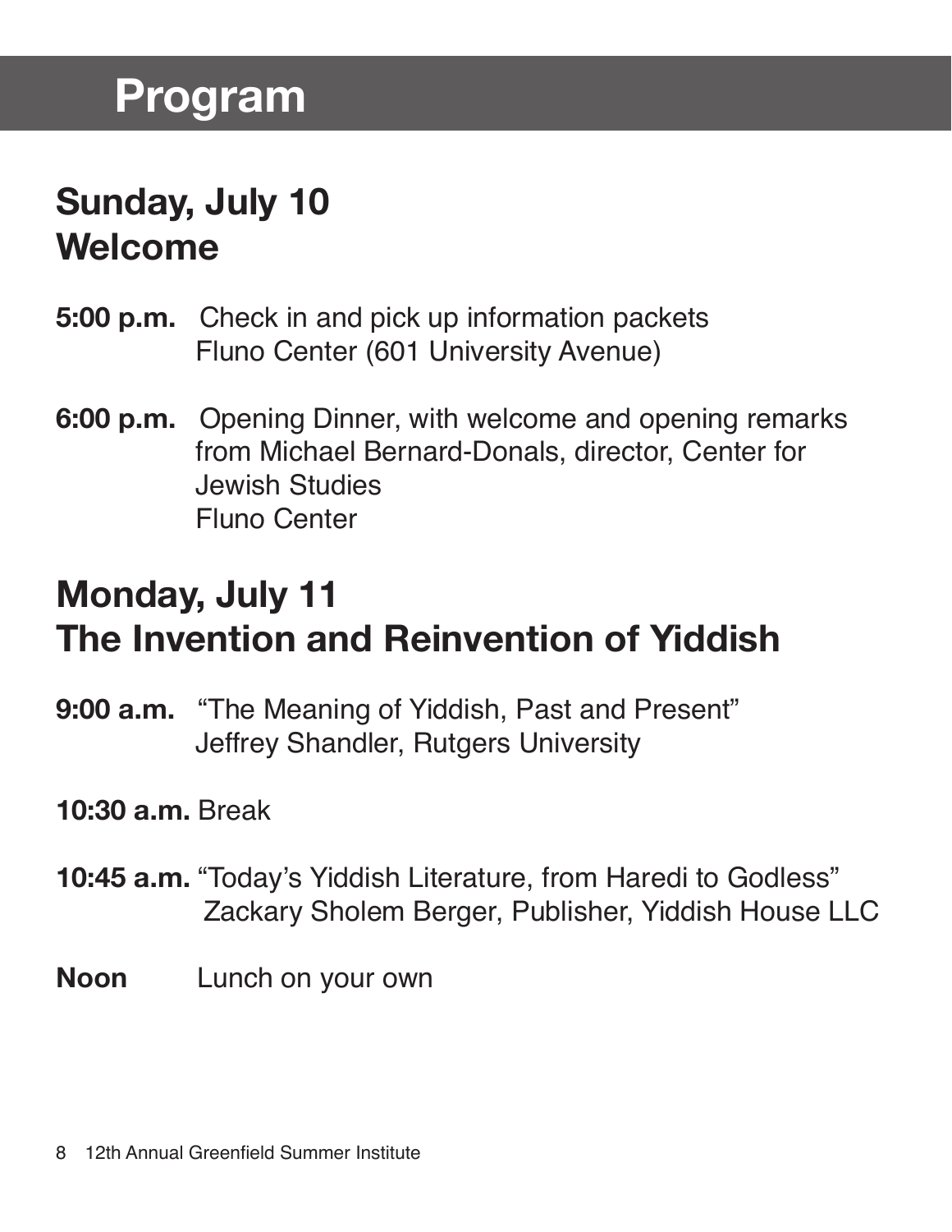# Program

## Sunday, July 10
## Welcome

**5:00 p.m.** Check in and pick up information packets
Fluno Center (601 University Avenue)

**6:00 p.m.** Opening Dinner, with welcome and opening remarks from Michael Bernard-Donals, director, Center for Jewish Studies
Fluno Center

## Monday, July 11
## The Invention and Reinvention of Yiddish

**9:00 a.m.** "The Meaning of Yiddish, Past and Present"
Jeffrey Shandler, Rutgers University

**10:30 a.m.** Break

**10:45 a.m.** "Today's Yiddish Literature, from Haredi to Godless"
Zackary Sholem Berger, Publisher, Yiddish House LLC

**Noon** Lunch on your own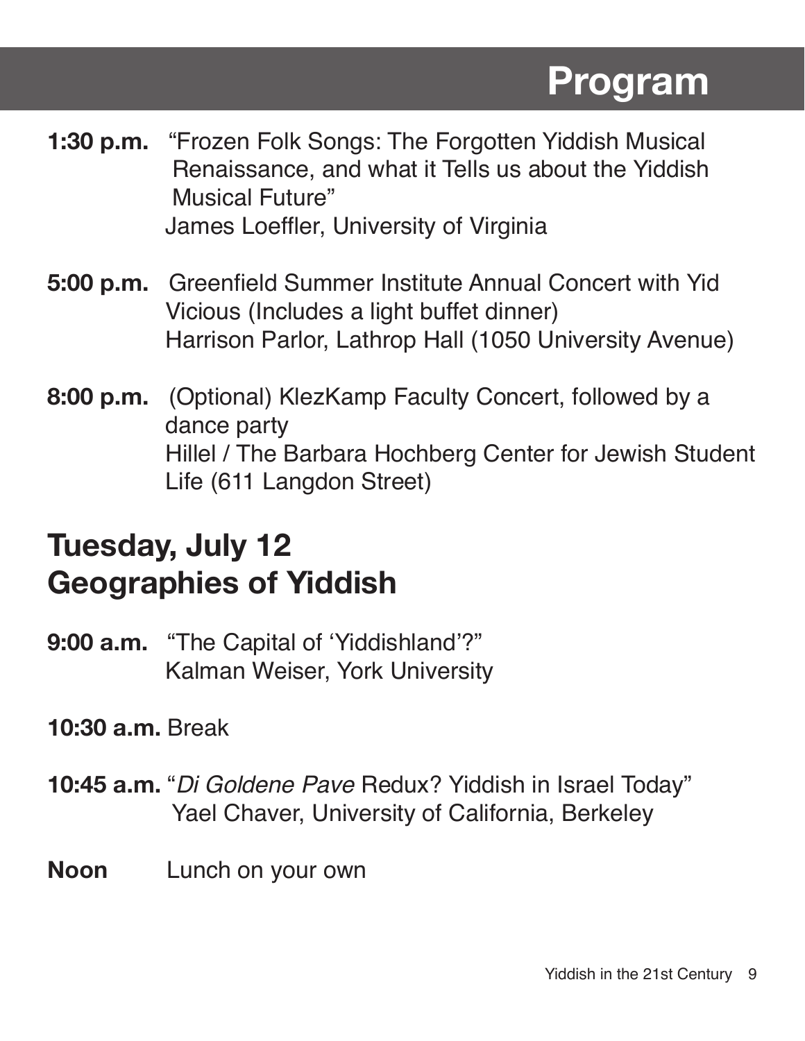# Program

**1:30 p.m.** "Frozen Folk Songs: The Forgotten Yiddish Musical Renaissance, and what it Tells us about the Yiddish Musical Future"
James Loeffler, University of Virginia

**5:00 p.m.** Greenfield Summer Institute Annual Concert with Yid Vicious (Includes a light buffet dinner)
Harrison Parlor, Lathrop Hall (1050 University Avenue)

**8:00 p.m.** (Optional) KlezKamp Faculty Concert, followed by a dance party
Hillel / The Barbara Hochberg Center for Jewish Student Life (611 Langdon Street)

## Tuesday, July 12
## Geographies of Yiddish

**9:00 a.m.** "The Capital of 'Yiddishland'?"
Kalman Weiser, York University

**10:30 a.m.** Break

**10:45 a.m.** "*Di Goldene Pave* Redux? Yiddish in Israel Today"
Yael Chaver, University of California, Berkeley

**Noon** Lunch on your own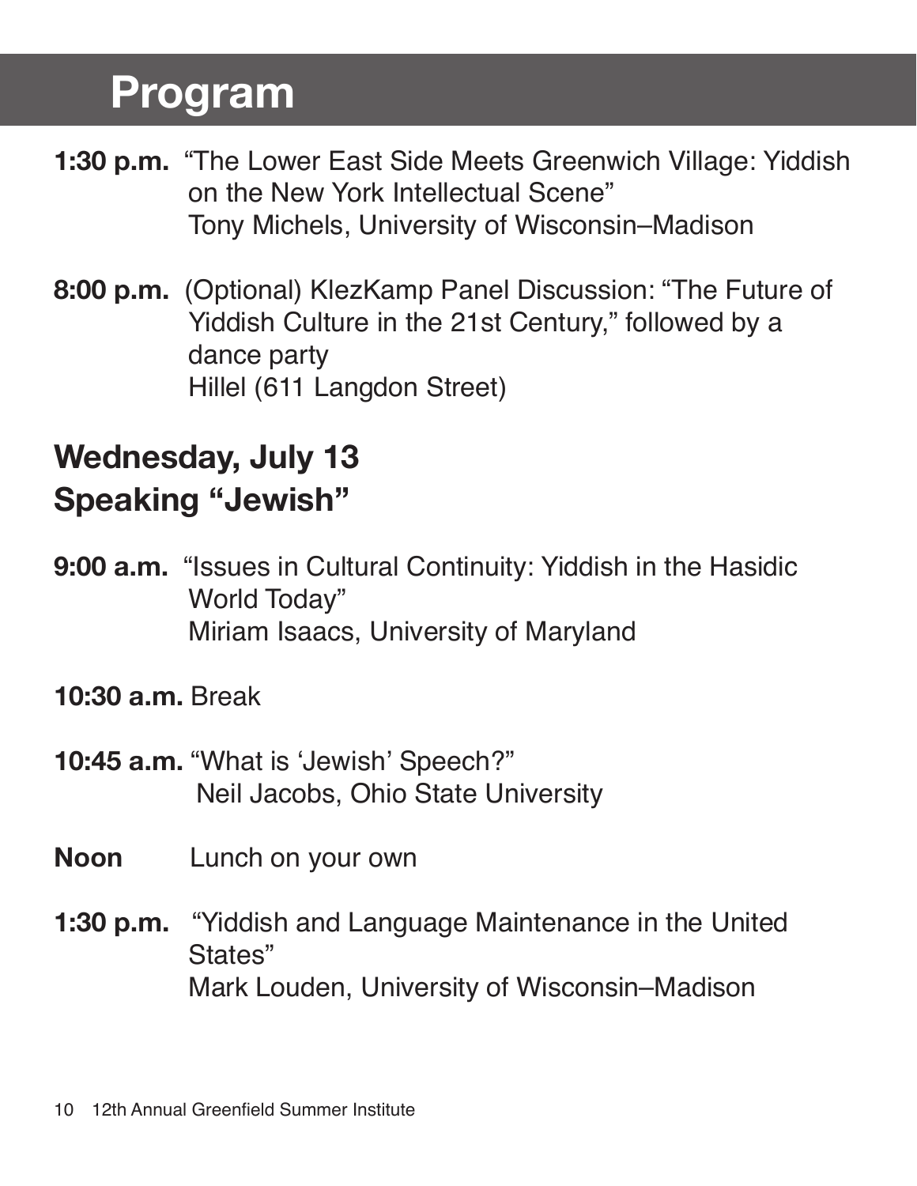# Program

**1:30 p.m.** "The Lower East Side Meets Greenwich Village: Yiddish on the New York Intellectual Scene"
Tony Michels, University of Wisconsin–Madison

**8:00 p.m.** (Optional) KlezKamp Panel Discussion: "The Future of Yiddish Culture in the 21st Century," followed by a dance party
Hillel (611 Langdon Street)

## Wednesday, July 13
## Speaking "Jewish"

**9:00 a.m.** "Issues in Cultural Continuity: Yiddish in the Hasidic World Today"
Miriam Isaacs, University of Maryland

**10:30 a.m.** Break

**10:45 a.m.** "What is 'Jewish' Speech?"
Neil Jacobs, Ohio State University

**Noon** Lunch on your own

**1:30 p.m.** "Yiddish and Language Maintenance in the United States"
Mark Louden, University of Wisconsin–Madison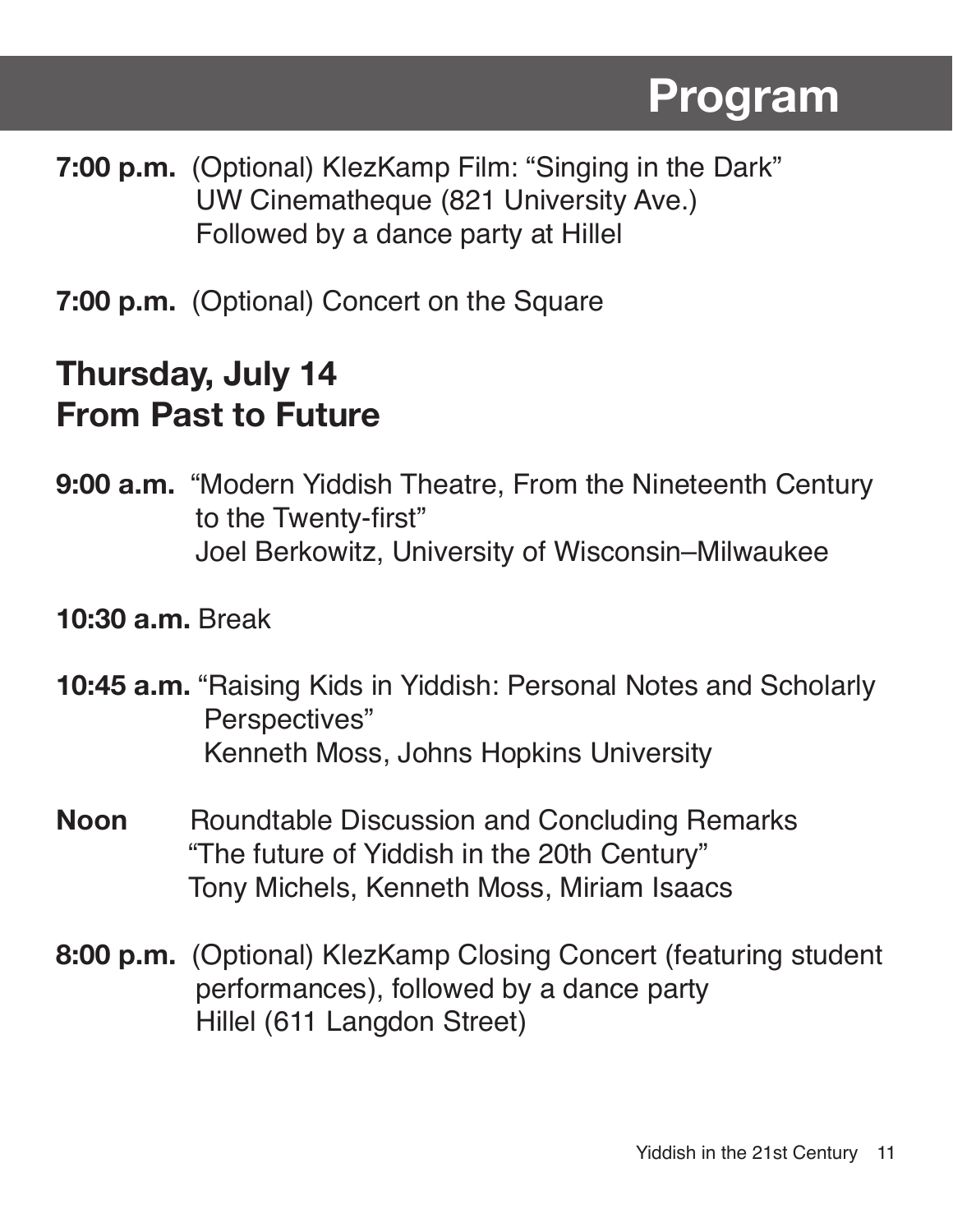# Program

**7:00 p.m.** (Optional) KlezKamp Film: "Singing in the Dark"
UW Cinematheque (821 University Ave.)
Followed by a dance party at Hillel

**7:00 p.m.** (Optional) Concert on the Square

## Thursday, July 14
## From Past to Future

**9:00 a.m.** "Modern Yiddish Theatre, From the Nineteenth Century to the Twenty-first"
Joel Berkowitz, University of Wisconsin–Milwaukee

**10:30 a.m.** Break

**10:45 a.m.** "Raising Kids in Yiddish: Personal Notes and Scholarly Perspectives"
Kenneth Moss, Johns Hopkins University

**Noon** Roundtable Discussion and Concluding Remarks
"The future of Yiddish in the 20th Century"
Tony Michels, Kenneth Moss, Miriam Isaacs

**8:00 p.m.** (Optional) KlezKamp Closing Concert (featuring student performances), followed by a dance party
Hillel (611 Langdon Street)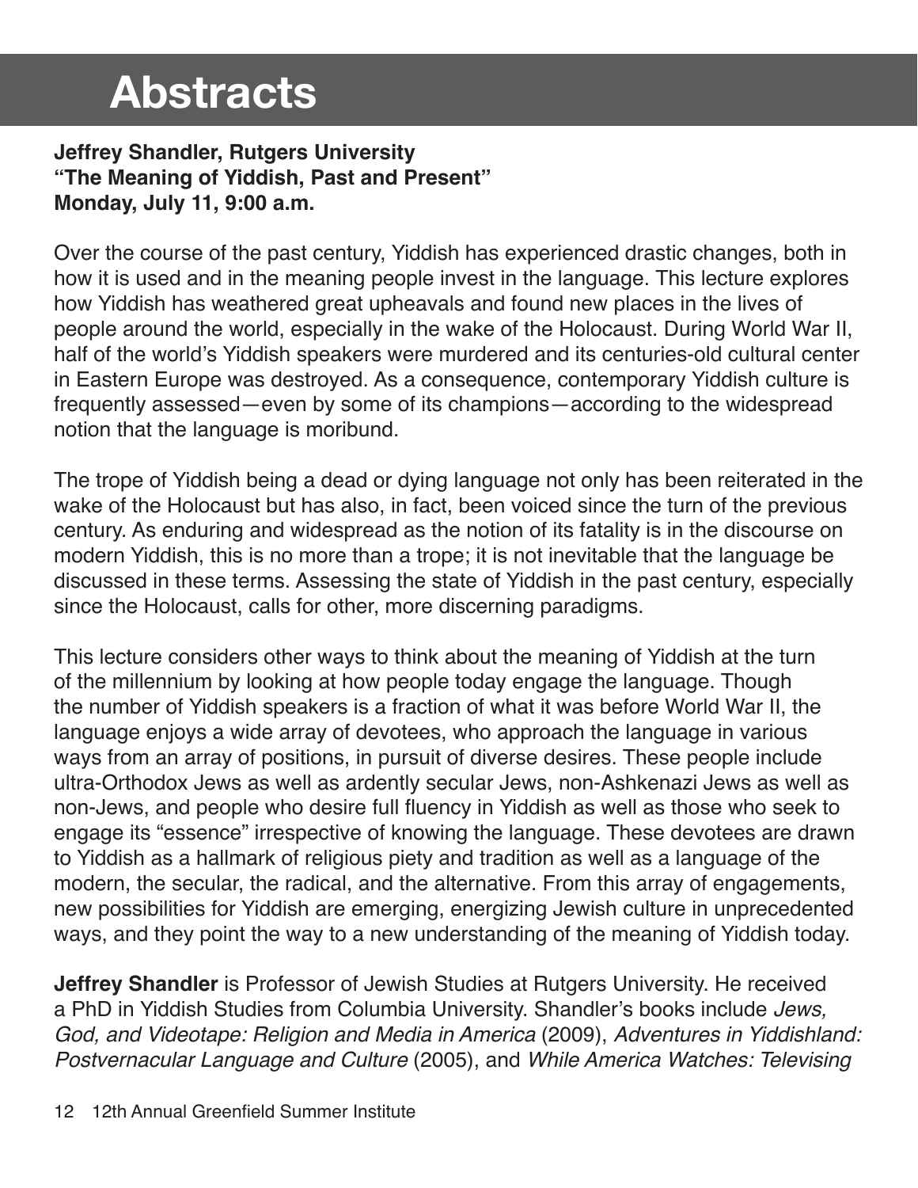# Abstracts

**Jeffrey Shandler, Rutgers University**
**"The Meaning of Yiddish, Past and Present"**
**Monday, July 11, 9:00 a.m.**

Over the course of the past century, Yiddish has experienced drastic changes, both in how it is used and in the meaning people invest in the language. This lecture explores how Yiddish has weathered great upheavals and found new places in the lives of people around the world, especially in the wake of the Holocaust. During World War II, half of the world's Yiddish speakers were murdered and its centuries-old cultural center in Eastern Europe was destroyed. As a consequence, contemporary Yiddish culture is frequently assessed—even by some of its champions—according to the widespread notion that the language is moribund.

The trope of Yiddish being a dead or dying language not only has been reiterated in the wake of the Holocaust but has also, in fact, been voiced since the turn of the previous century. As enduring and widespread as the notion of its fatality is in the discourse on modern Yiddish, this is no more than a trope; it is not inevitable that the language be discussed in these terms. Assessing the state of Yiddish in the past century, especially since the Holocaust, calls for other, more discerning paradigms.

This lecture considers other ways to think about the meaning of Yiddish at the turn of the millennium by looking at how people today engage the language. Though the number of Yiddish speakers is a fraction of what it was before World War II, the language enjoys a wide array of devotees, who approach the language in various ways from an array of positions, in pursuit of diverse desires. These people include ultra-Orthodox Jews as well as ardently secular Jews, non-Ashkenazi Jews as well as non-Jews, and people who desire full fluency in Yiddish as well as those who seek to engage its "essence" irrespective of knowing the language. These devotees are drawn to Yiddish as a hallmark of religious piety and tradition as well as a language of the modern, the secular, the radical, and the alternative. From this array of engagements, new possibilities for Yiddish are emerging, energizing Jewish culture in unprecedented ways, and they point the way to a new understanding of the meaning of Yiddish today.

**Jeffrey Shandler** is Professor of Jewish Studies at Rutgers University. He received a PhD in Yiddish Studies from Columbia University. Shandler's books include *Jews, God, and Videotape: Religion and Media in America* (2009), *Adventures in Yiddishland: Postvernacular Language and Culture* (2005), and *While America Watches: Televising*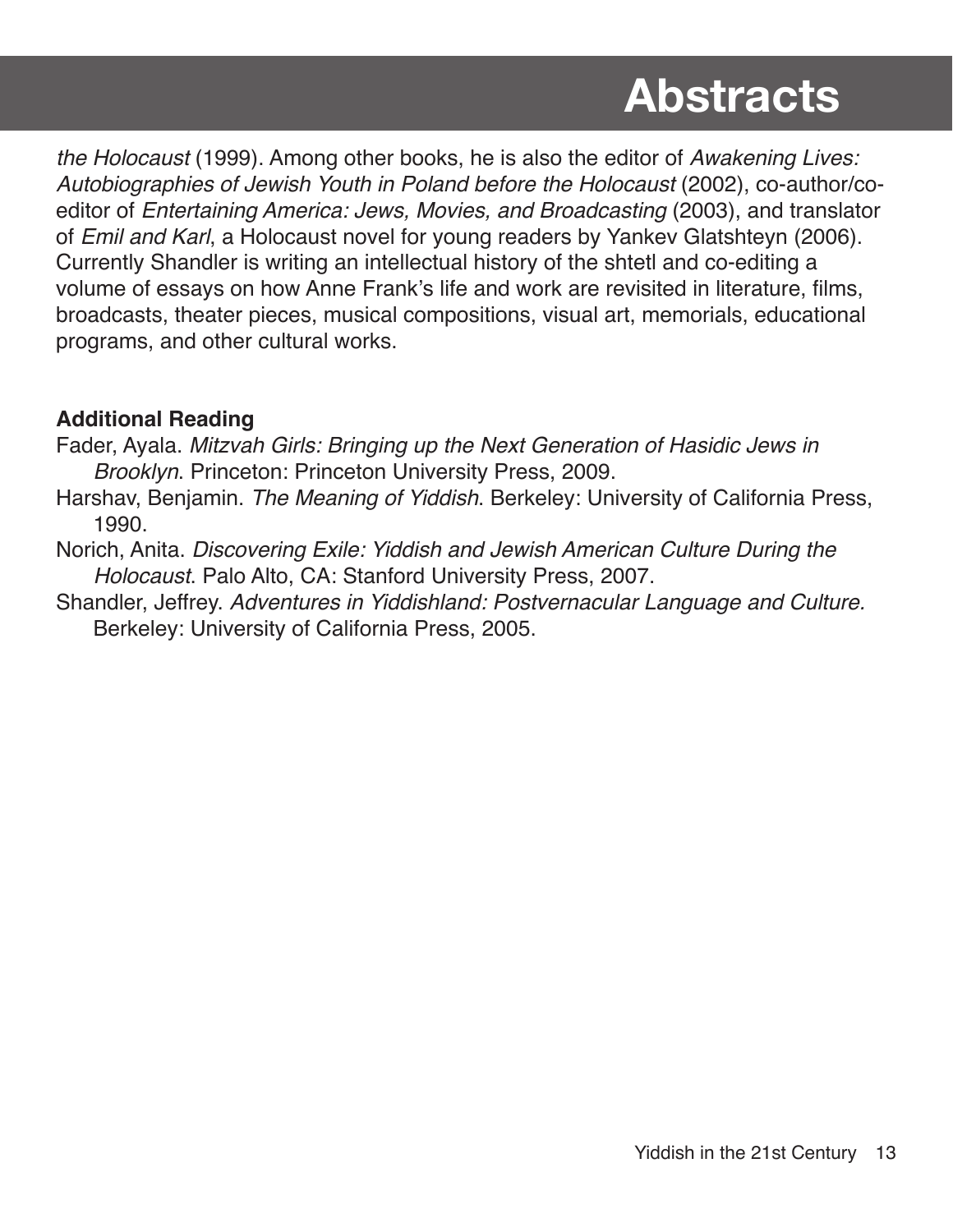*the Holocaust* (1999). Among other books, he is also the editor of *Awakening Lives: Autobiographies of Jewish Youth in Poland before the Holocaust* (2002), co-author/co-editor of *Entertaining America: Jews, Movies, and Broadcasting* (2003), and translator of *Emil and Karl*, a Holocaust novel for young readers by Yankev Glatshteyn (2006). Currently Shandler is writing an intellectual history of the shtetl and co-editing a volume of essays on how Anne Frank's life and work are revisited in literature, films, broadcasts, theater pieces, musical compositions, visual art, memorials, educational programs, and other cultural works.

**Additional Reading**

Fader, Ayala. *Mitzvah Girls: Bringing up the Next Generation of Hasidic Jews in Brooklyn*. Princeton: Princeton University Press, 2009.

Harshav, Benjamin. *The Meaning of Yiddish*. Berkeley: University of California Press, 1990.

Norich, Anita. *Discovering Exile: Yiddish and Jewish American Culture During the Holocaust*. Palo Alto, CA: Stanford University Press, 2007.

Shandler, Jeffrey. *Adventures in Yiddishland: Postvernacular Language and Culture.* Berkeley: University of California Press, 2005.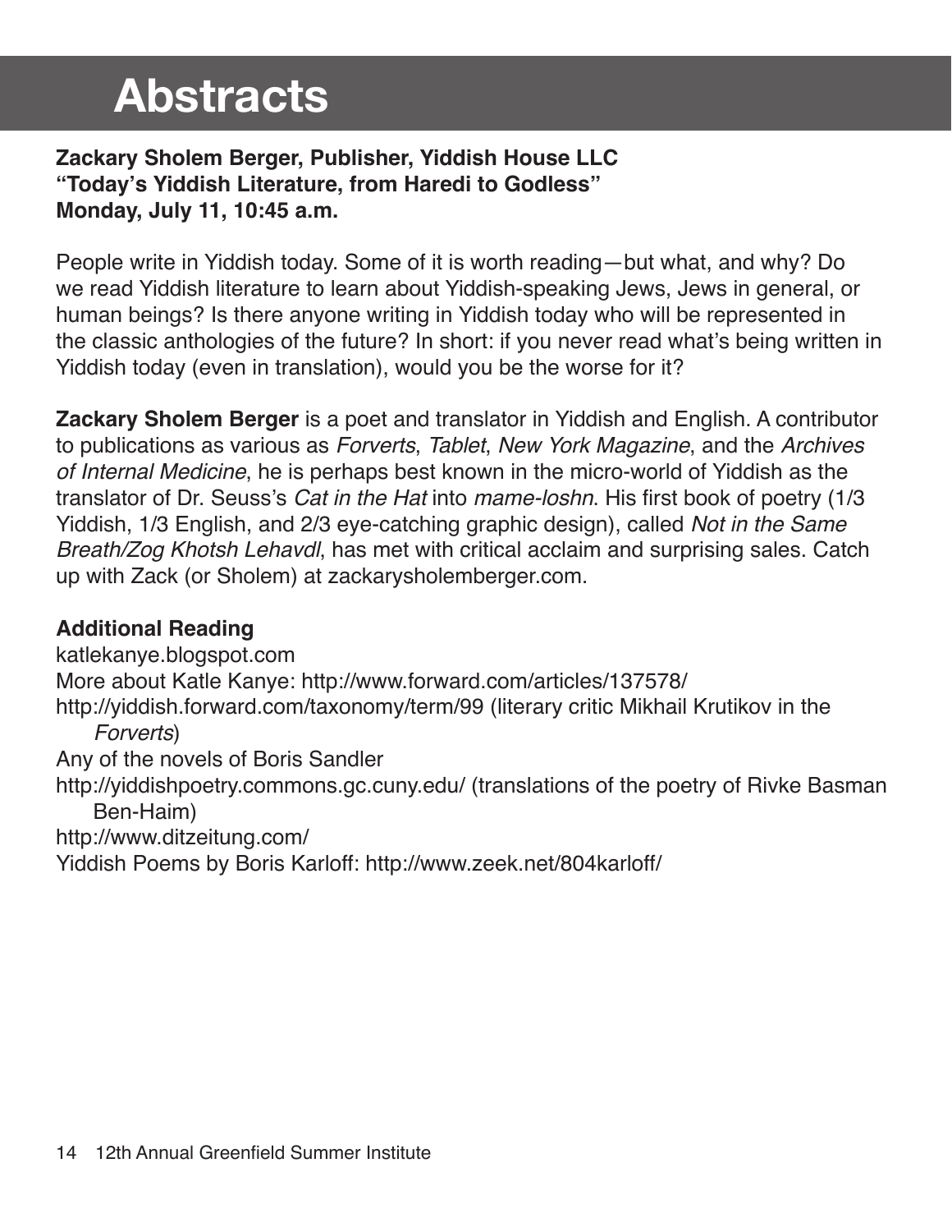# Abstracts

**Zackary Sholem Berger, Publisher, Yiddish House LLC**
**"Today's Yiddish Literature, from Haredi to Godless"**
**Monday, July 11, 10:45 a.m.**

People write in Yiddish today. Some of it is worth reading—but what, and why? Do we read Yiddish literature to learn about Yiddish-speaking Jews, Jews in general, or human beings? Is there anyone writing in Yiddish today who will be represented in the classic anthologies of the future? In short: if you never read what's being written in Yiddish today (even in translation), would you be the worse for it?

**Zackary Sholem Berger** is a poet and translator in Yiddish and English. A contributor to publications as various as *Forverts*, *Tablet*, *New York Magazine*, and the *Archives of Internal Medicine*, he is perhaps best known in the micro-world of Yiddish as the translator of Dr. Seuss's *Cat in the Hat* into *mame-loshn*. His first book of poetry (1/3 Yiddish, 1/3 English, and 2/3 eye-catching graphic design), called *Not in the Same Breath/Zog Khotsh Lehavdl*, has met with critical acclaim and surprising sales. Catch up with Zack (or Sholem) at zackarysholemberger.com.

### Additional Reading

katlekanye.blogspot.com
More about Katle Kanye: http://www.forward.com/articles/137578/
http://yiddish.forward.com/taxonomy/term/99 (literary critic Mikhail Krutikov in the *Forverts*)
Any of the novels of Boris Sandler
http://yiddishpoetry.commons.gc.cuny.edu/ (translations of the poetry of Rivke Basman Ben-Haim)
http://www.ditzeitung.com/
Yiddish Poems by Boris Karloff: http://www.zeek.net/804karloff/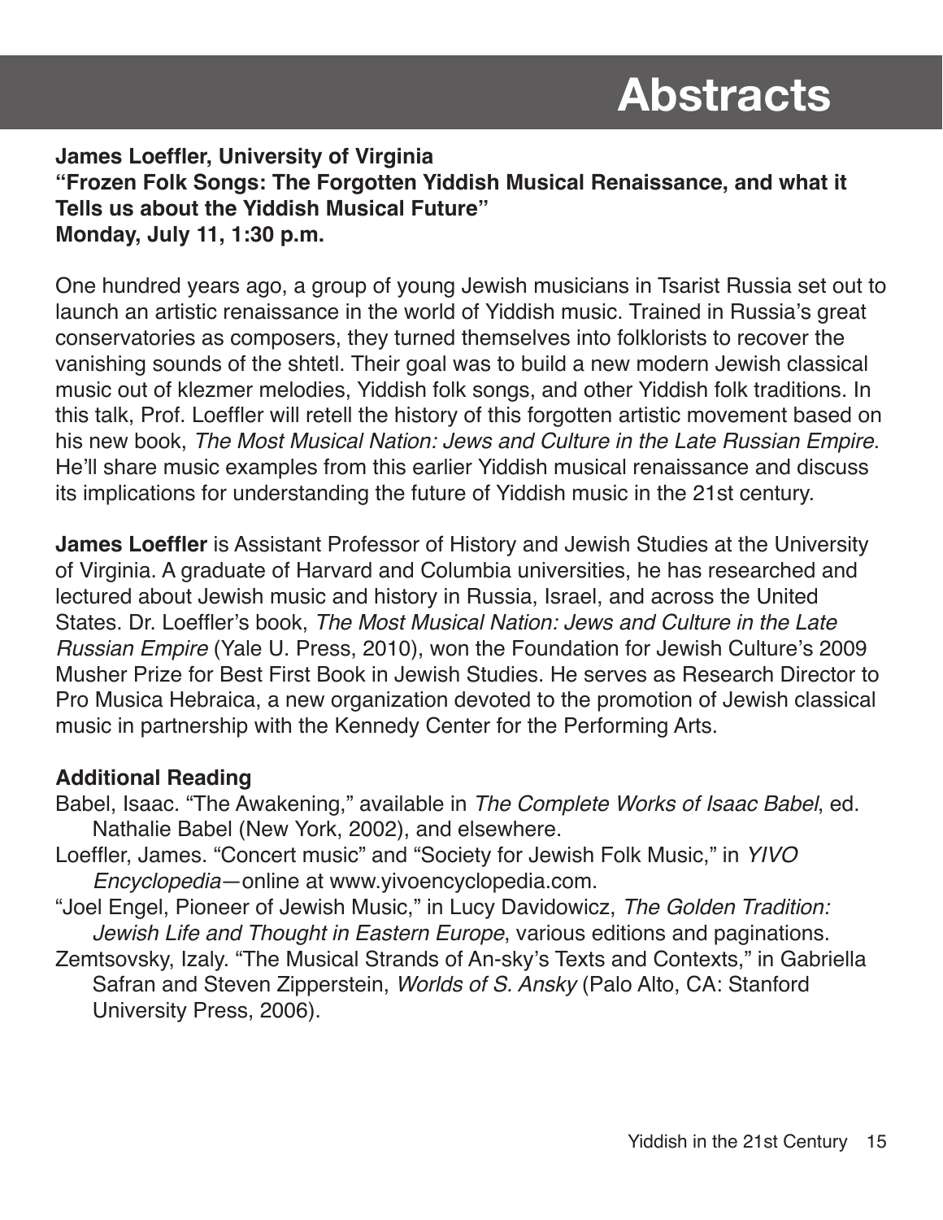# Abstracts

**James Loeffler, University of Virginia**
**"Frozen Folk Songs: The Forgotten Yiddish Musical Renaissance, and what it Tells us about the Yiddish Musical Future"**
**Monday, July 11, 1:30 p.m.**

One hundred years ago, a group of young Jewish musicians in Tsarist Russia set out to launch an artistic renaissance in the world of Yiddish music. Trained in Russia's great conservatories as composers, they turned themselves into folklorists to recover the vanishing sounds of the shtetl. Their goal was to build a new modern Jewish classical music out of klezmer melodies, Yiddish folk songs, and other Yiddish folk traditions. In this talk, Prof. Loeffler will retell the history of this forgotten artistic movement based on his new book, *The Most Musical Nation: Jews and Culture in the Late Russian Empire*. He'll share music examples from this earlier Yiddish musical renaissance and discuss its implications for understanding the future of Yiddish music in the 21st century.

**James Loeffler** is Assistant Professor of History and Jewish Studies at the University of Virginia. A graduate of Harvard and Columbia universities, he has researched and lectured about Jewish music and history in Russia, Israel, and across the United States. Dr. Loeffler's book, *The Most Musical Nation: Jews and Culture in the Late Russian Empire* (Yale U. Press, 2010), won the Foundation for Jewish Culture's 2009 Musher Prize for Best First Book in Jewish Studies. He serves as Research Director to Pro Musica Hebraica, a new organization devoted to the promotion of Jewish classical music in partnership with the Kennedy Center for the Performing Arts.

**Additional Reading**

Babel, Isaac. "The Awakening," available in *The Complete Works of Isaac Babel*, ed. Nathalie Babel (New York, 2002), and elsewhere.

Loeffler, James. "Concert music" and "Society for Jewish Folk Music," in *YIVO Encyclopedia*—online at www.yivoencyclopedia.com.

"Joel Engel, Pioneer of Jewish Music," in Lucy Davidowicz, *The Golden Tradition: Jewish Life and Thought in Eastern Europe*, various editions and paginations.

Zemtsovsky, Izaly. "The Musical Strands of An-sky's Texts and Contexts," in Gabriella Safran and Steven Zipperstein, *Worlds of S. Ansky* (Palo Alto, CA: Stanford University Press, 2006).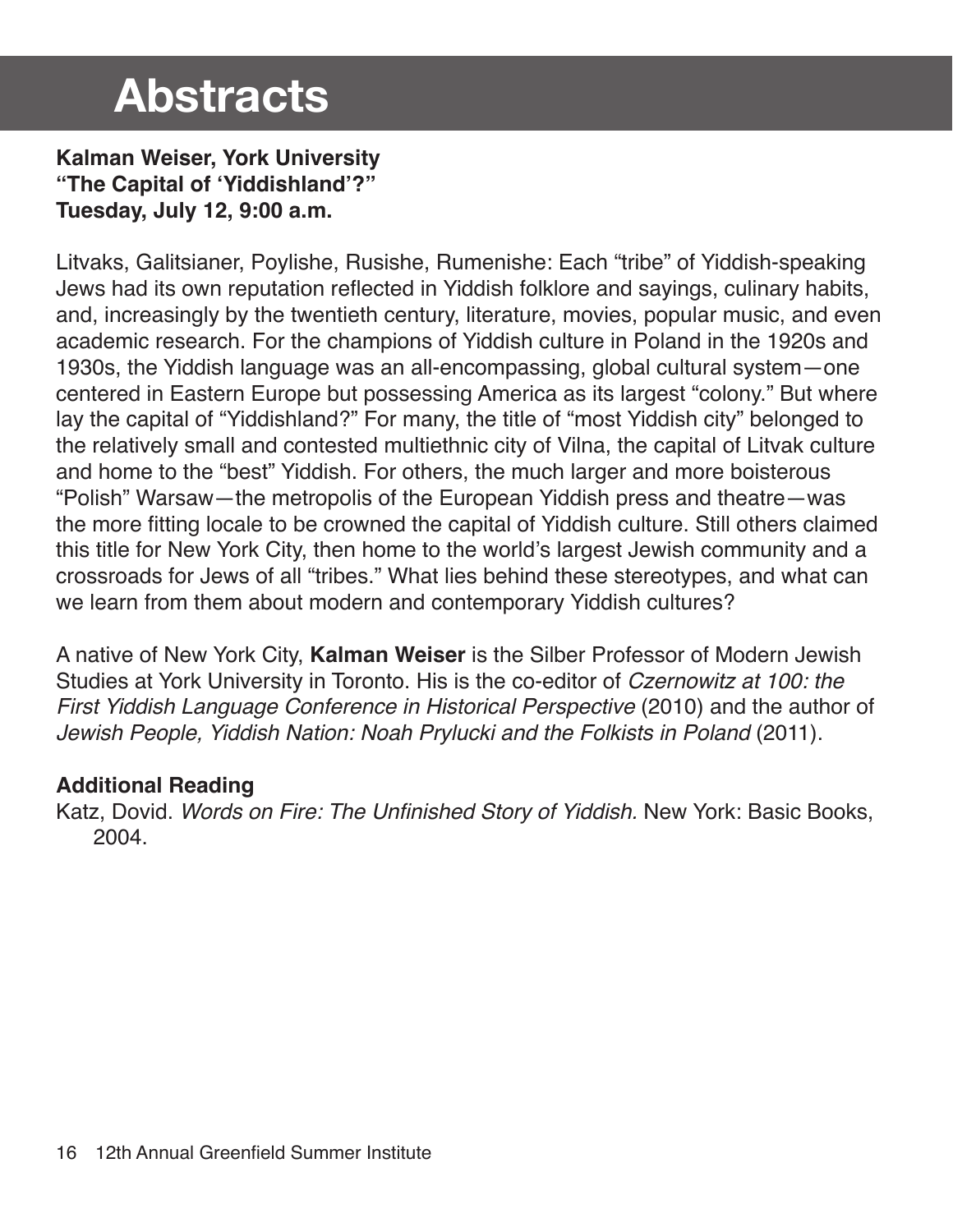# Abstracts

**Kalman Weiser, York University**
**"The Capital of 'Yiddishland'?"**
**Tuesday, July 12, 9:00 a.m.**

Litvaks, Galitsianer, Poylishe, Rusishe, Rumenishe: Each "tribe" of Yiddish-speaking Jews had its own reputation reflected in Yiddish folklore and sayings, culinary habits, and, increasingly by the twentieth century, literature, movies, popular music, and even academic research. For the champions of Yiddish culture in Poland in the 1920s and 1930s, the Yiddish language was an all-encompassing, global cultural system—one centered in Eastern Europe but possessing America as its largest "colony." But where lay the capital of "Yiddishland?" For many, the title of "most Yiddish city" belonged to the relatively small and contested multiethnic city of Vilna, the capital of Litvak culture and home to the "best" Yiddish. For others, the much larger and more boisterous "Polish" Warsaw—the metropolis of the European Yiddish press and theatre—was the more fitting locale to be crowned the capital of Yiddish culture. Still others claimed this title for New York City, then home to the world's largest Jewish community and a crossroads for Jews of all "tribes." What lies behind these stereotypes, and what can we learn from them about modern and contemporary Yiddish cultures?

A native of New York City, **Kalman Weiser** is the Silber Professor of Modern Jewish Studies at York University in Toronto. His is the co-editor of *Czernowitz at 100: the First Yiddish Language Conference in Historical Perspective* (2010) and the author of *Jewish People, Yiddish Nation: Noah Prylucki and the Folkists in Poland* (2011).

**Additional Reading**

Katz, Dovid. *Words on Fire: The Unfinished Story of Yiddish.* New York: Basic Books, 2004.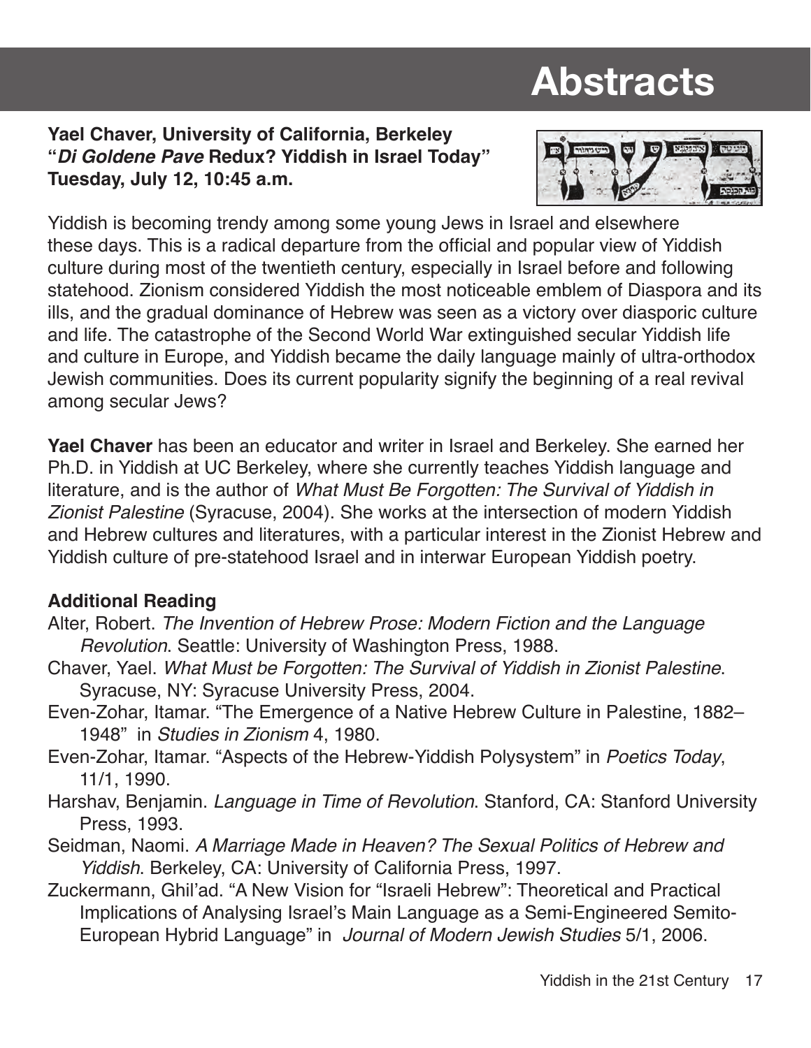# Abstracts

**Yael Chaver, University of California, Berkeley**
**"*Di Goldene Pave* Redux? Yiddish in Israel Today"**
**Tuesday, July 12, 10:45 a.m.**

Yiddish is becoming trendy among some young Jews in Israel and elsewhere these days. This is a radical departure from the official and popular view of Yiddish culture during most of the twentieth century, especially in Israel before and following statehood. Zionism considered Yiddish the most noticeable emblem of Diaspora and its ills, and the gradual dominance of Hebrew was seen as a victory over diasporic culture and life. The catastrophe of the Second World War extinguished secular Yiddish life and culture in Europe, and Yiddish became the daily language mainly of ultra-orthodox Jewish communities. Does its current popularity signify the beginning of a real revival among secular Jews?

**Yael Chaver** has been an educator and writer in Israel and Berkeley. She earned her Ph.D. in Yiddish at UC Berkeley, where she currently teaches Yiddish language and literature, and is the author of *What Must Be Forgotten: The Survival of Yiddish in Zionist Palestine* (Syracuse, 2004). She works at the intersection of modern Yiddish and Hebrew cultures and literatures, with a particular interest in the Zionist Hebrew and Yiddish culture of pre-statehood Israel and in interwar European Yiddish poetry.

**Additional Reading**

Alter, Robert. *The Invention of Hebrew Prose: Modern Fiction and the Language Revolution*. Seattle: University of Washington Press, 1988.

Chaver, Yael. *What Must be Forgotten: The Survival of Yiddish in Zionist Palestine*. Syracuse, NY: Syracuse University Press, 2004.

Even-Zohar, Itamar. "The Emergence of a Native Hebrew Culture in Palestine, 1882–1948" in *Studies in Zionism* 4, 1980.

Even-Zohar, Itamar. "Aspects of the Hebrew-Yiddish Polysystem" in *Poetics Today*, 11/1, 1990.

Harshav, Benjamin. *Language in Time of Revolution*. Stanford, CA: Stanford University Press, 1993.

Seidman, Naomi. *A Marriage Made in Heaven? The Sexual Politics of Hebrew and Yiddish*. Berkeley, CA: University of California Press, 1997.

Zuckermann, Ghil'ad. "A New Vision for "Israeli Hebrew": Theoretical and Practical Implications of Analysing Israel's Main Language as a Semi-Engineered Semito-European Hybrid Language" in *Journal of Modern Jewish Studies* 5/1, 2006.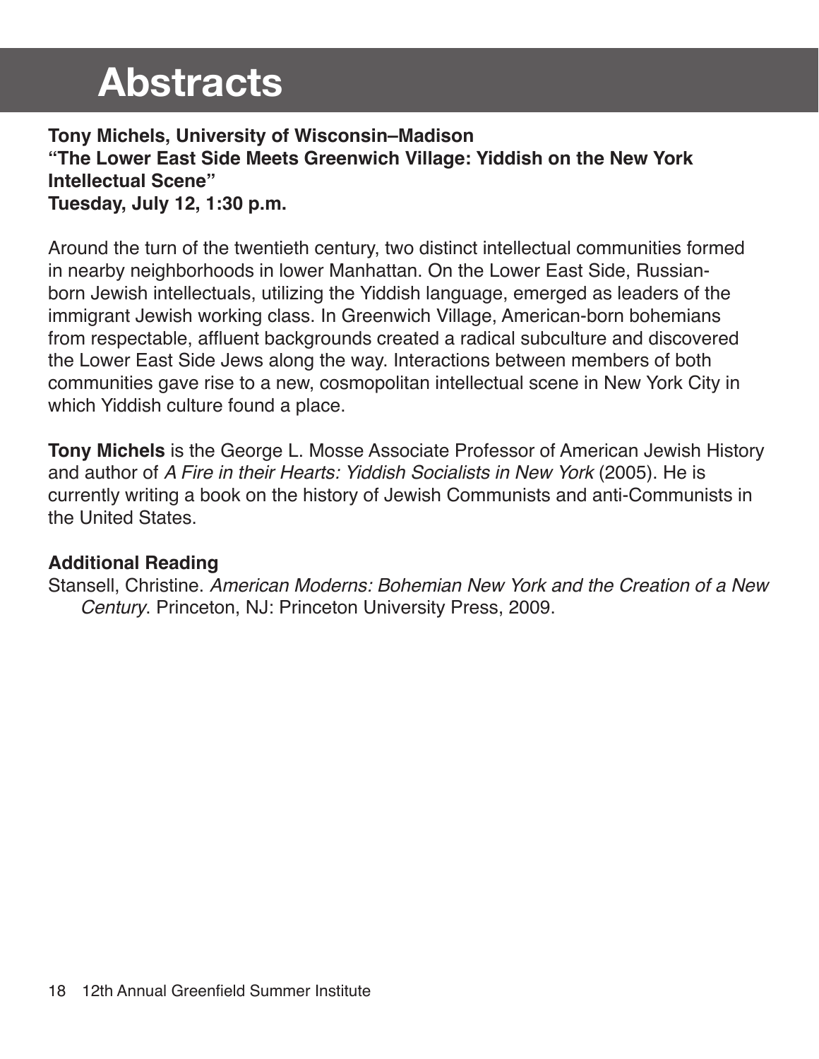# Abstracts

**Tony Michels, University of Wisconsin–Madison**
**"The Lower East Side Meets Greenwich Village: Yiddish on the New York Intellectual Scene"**
**Tuesday, July 12, 1:30 p.m.**

Around the turn of the twentieth century, two distinct intellectual communities formed in nearby neighborhoods in lower Manhattan. On the Lower East Side, Russian-born Jewish intellectuals, utilizing the Yiddish language, emerged as leaders of the immigrant Jewish working class. In Greenwich Village, American-born bohemians from respectable, affluent backgrounds created a radical subculture and discovered the Lower East Side Jews along the way. Interactions between members of both communities gave rise to a new, cosmopolitan intellectual scene in New York City in which Yiddish culture found a place.

**Tony Michels** is the George L. Mosse Associate Professor of American Jewish History and author of *A Fire in their Hearts: Yiddish Socialists in New York* (2005). He is currently writing a book on the history of Jewish Communists and anti-Communists in the United States.

**Additional Reading**

Stansell, Christine. *American Moderns: Bohemian New York and the Creation of a New Century*. Princeton, NJ: Princeton University Press, 2009.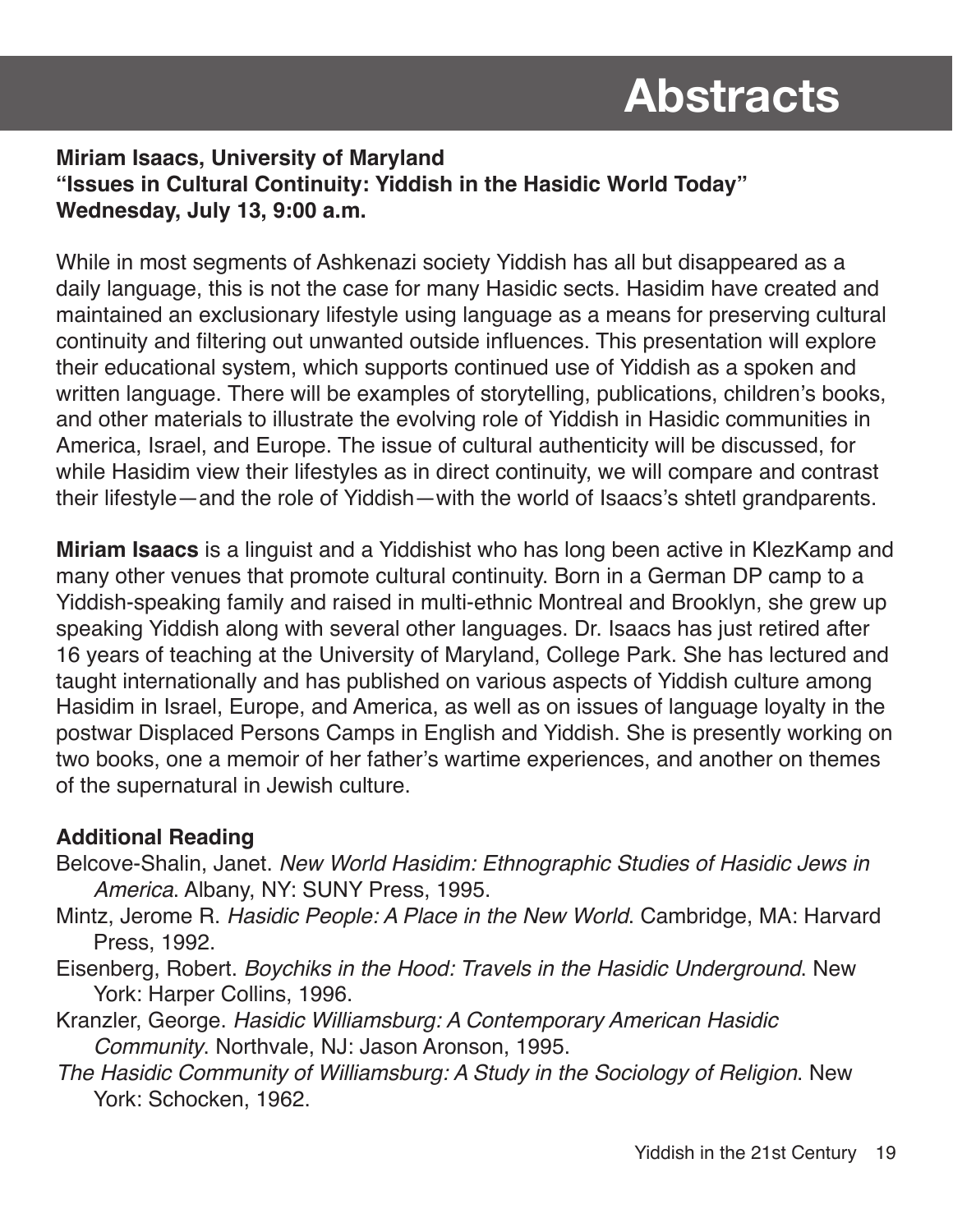# Abstracts

**Miriam Isaacs, University of Maryland**
**"Issues in Cultural Continuity: Yiddish in the Hasidic World Today"**
**Wednesday, July 13, 9:00 a.m.**

While in most segments of Ashkenazi society Yiddish has all but disappeared as a daily language, this is not the case for many Hasidic sects. Hasidim have created and maintained an exclusionary lifestyle using language as a means for preserving cultural continuity and filtering out unwanted outside influences. This presentation will explore their educational system, which supports continued use of Yiddish as a spoken and written language. There will be examples of storytelling, publications, children's books, and other materials to illustrate the evolving role of Yiddish in Hasidic communities in America, Israel, and Europe. The issue of cultural authenticity will be discussed, for while Hasidim view their lifestyles as in direct continuity, we will compare and contrast their lifestyle—and the role of Yiddish—with the world of Isaacs's shtetl grandparents.

**Miriam Isaacs** is a linguist and a Yiddishist who has long been active in KlezKamp and many other venues that promote cultural continuity. Born in a German DP camp to a Yiddish-speaking family and raised in multi-ethnic Montreal and Brooklyn, she grew up speaking Yiddish along with several other languages. Dr. Isaacs has just retired after 16 years of teaching at the University of Maryland, College Park. She has lectured and taught internationally and has published on various aspects of Yiddish culture among Hasidim in Israel, Europe, and America, as well as on issues of language loyalty in the postwar Displaced Persons Camps in English and Yiddish. She is presently working on two books, one a memoir of her father's wartime experiences, and another on themes of the supernatural in Jewish culture.

**Additional Reading**

Belcove-Shalin, Janet. *New World Hasidim: Ethnographic Studies of Hasidic Jews in America*. Albany, NY: SUNY Press, 1995.

Mintz, Jerome R. *Hasidic People: A Place in the New World*. Cambridge, MA: Harvard Press, 1992.

Eisenberg, Robert. *Boychiks in the Hood: Travels in the Hasidic Underground*. New York: Harper Collins, 1996.

Kranzler, George. *Hasidic Williamsburg: A Contemporary American Hasidic Community*. Northvale, NJ: Jason Aronson, 1995.

*The Hasidic Community of Williamsburg: A Study in the Sociology of Religion*. New York: Schocken, 1962.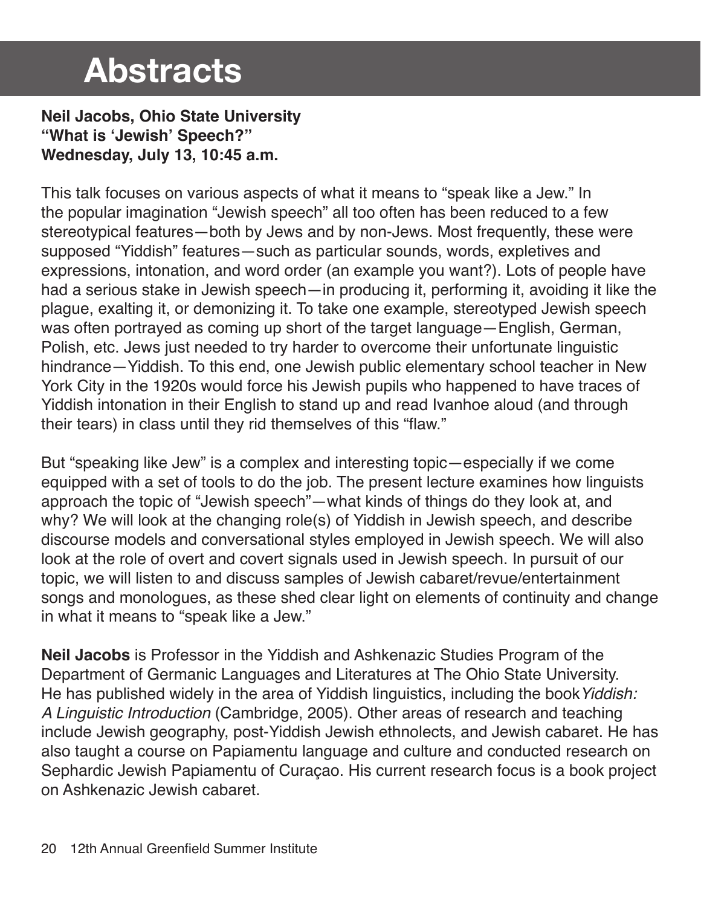# Abstracts

**Neil Jacobs, Ohio State University**
**"What is 'Jewish' Speech?"**
**Wednesday, July 13, 10:45 a.m.**

This talk focuses on various aspects of what it means to "speak like a Jew." In the popular imagination "Jewish speech" all too often has been reduced to a few stereotypical features—both by Jews and by non-Jews. Most frequently, these were supposed "Yiddish" features—such as particular sounds, words, expletives and expressions, intonation, and word order (an example you want?). Lots of people have had a serious stake in Jewish speech—in producing it, performing it, avoiding it like the plague, exalting it, or demonizing it. To take one example, stereotyped Jewish speech was often portrayed as coming up short of the target language—English, German, Polish, etc. Jews just needed to try harder to overcome their unfortunate linguistic hindrance—Yiddish. To this end, one Jewish public elementary school teacher in New York City in the 1920s would force his Jewish pupils who happened to have traces of Yiddish intonation in their English to stand up and read Ivanhoe aloud (and through their tears) in class until they rid themselves of this "flaw."

But "speaking like Jew" is a complex and interesting topic—especially if we come equipped with a set of tools to do the job. The present lecture examines how linguists approach the topic of "Jewish speech"—what kinds of things do they look at, and why? We will look at the changing role(s) of Yiddish in Jewish speech, and describe discourse models and conversational styles employed in Jewish speech. We will also look at the role of overt and covert signals used in Jewish speech. In pursuit of our topic, we will listen to and discuss samples of Jewish cabaret/revue/entertainment songs and monologues, as these shed clear light on elements of continuity and change in what it means to "speak like a Jew."

**Neil Jacobs** is Professor in the Yiddish and Ashkenazic Studies Program of the Department of Germanic Languages and Literatures at The Ohio State University. He has published widely in the area of Yiddish linguistics, including the book *Yiddish: A Linguistic Introduction* (Cambridge, 2005). Other areas of research and teaching include Jewish geography, post-Yiddish Jewish ethnolects, and Jewish cabaret. He has also taught a course on Papiamentu language and culture and conducted research on Sephardic Jewish Papiamentu of Curaçao. His current research focus is a book project on Ashkenazic Jewish cabaret.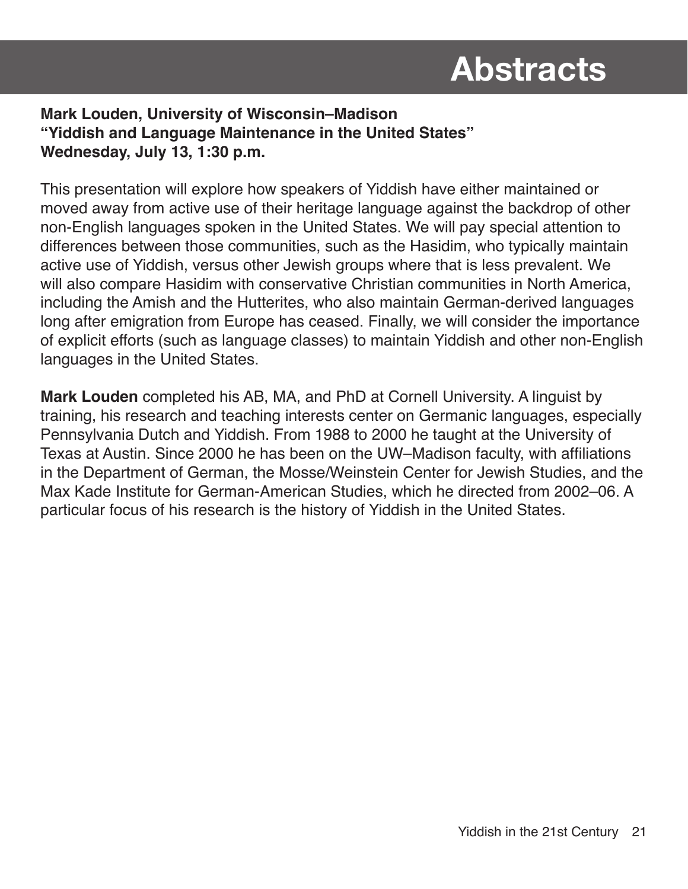# Abstracts

**Mark Louden, University of Wisconsin–Madison**
**"Yiddish and Language Maintenance in the United States"**
**Wednesday, July 13, 1:30 p.m.**

This presentation will explore how speakers of Yiddish have either maintained or moved away from active use of their heritage language against the backdrop of other non-English languages spoken in the United States. We will pay special attention to differences between those communities, such as the Hasidim, who typically maintain active use of Yiddish, versus other Jewish groups where that is less prevalent. We will also compare Hasidim with conservative Christian communities in North America, including the Amish and the Hutterites, who also maintain German-derived languages long after emigration from Europe has ceased. Finally, we will consider the importance of explicit efforts (such as language classes) to maintain Yiddish and other non-English languages in the United States.

**Mark Louden** completed his AB, MA, and PhD at Cornell University. A linguist by training, his research and teaching interests center on Germanic languages, especially Pennsylvania Dutch and Yiddish. From 1988 to 2000 he taught at the University of Texas at Austin. Since 2000 he has been on the UW–Madison faculty, with affiliations in the Department of German, the Mosse/Weinstein Center for Jewish Studies, and the Max Kade Institute for German-American Studies, which he directed from 2002–06. A particular focus of his research is the history of Yiddish in the United States.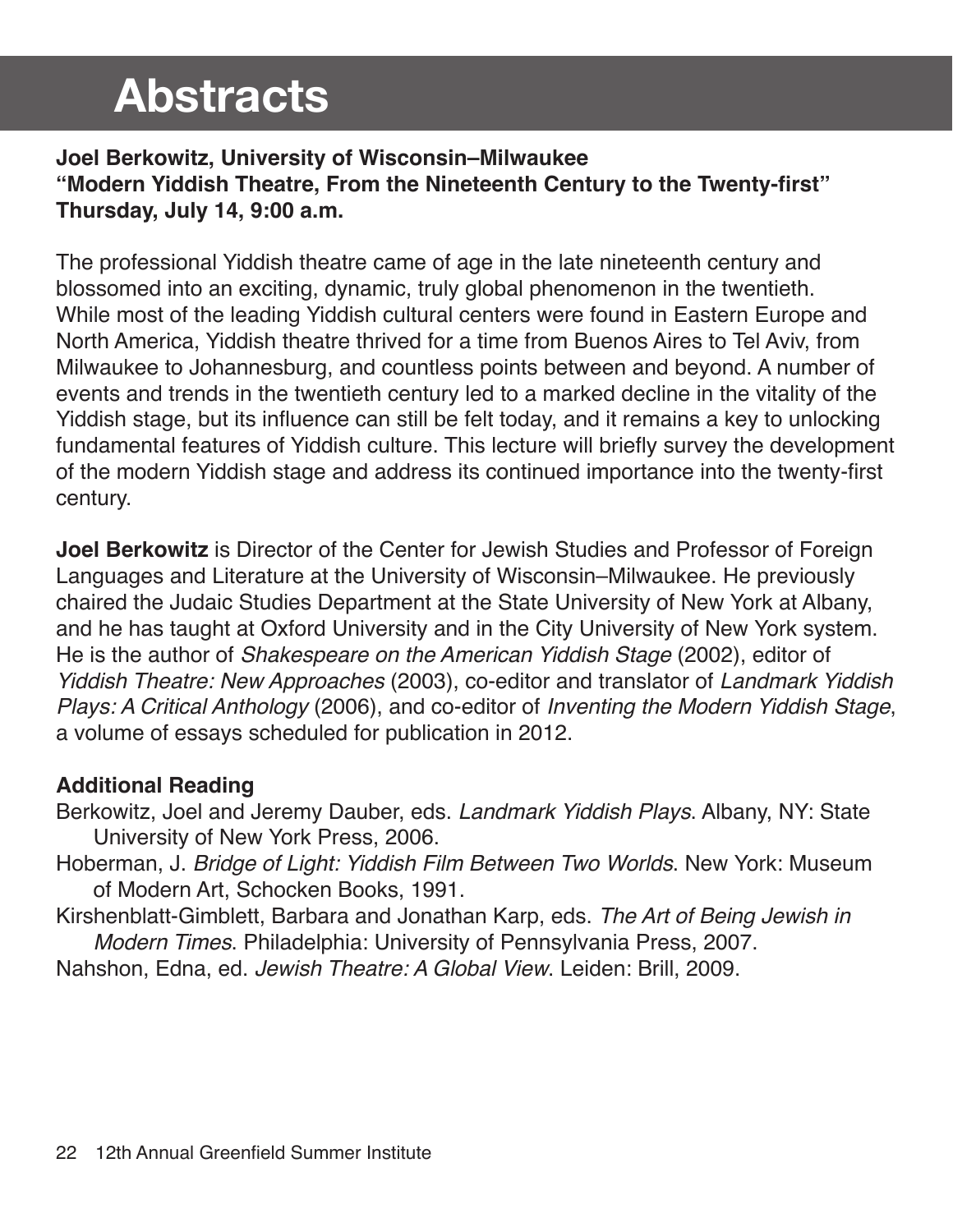# Abstracts

**Joel Berkowitz, University of Wisconsin–Milwaukee**
**"Modern Yiddish Theatre, From the Nineteenth Century to the Twenty-first"**
**Thursday, July 14, 9:00 a.m.**

The professional Yiddish theatre came of age in the late nineteenth century and blossomed into an exciting, dynamic, truly global phenomenon in the twentieth. While most of the leading Yiddish cultural centers were found in Eastern Europe and North America, Yiddish theatre thrived for a time from Buenos Aires to Tel Aviv, from Milwaukee to Johannesburg, and countless points between and beyond. A number of events and trends in the twentieth century led to a marked decline in the vitality of the Yiddish stage, but its influence can still be felt today, and it remains a key to unlocking fundamental features of Yiddish culture. This lecture will briefly survey the development of the modern Yiddish stage and address its continued importance into the twenty-first century.

**Joel Berkowitz** is Director of the Center for Jewish Studies and Professor of Foreign Languages and Literature at the University of Wisconsin–Milwaukee. He previously chaired the Judaic Studies Department at the State University of New York at Albany, and he has taught at Oxford University and in the City University of New York system. He is the author of *Shakespeare on the American Yiddish Stage* (2002), editor of *Yiddish Theatre: New Approaches* (2003), co-editor and translator of *Landmark Yiddish Plays: A Critical Anthology* (2006), and co-editor of *Inventing the Modern Yiddish Stage*, a volume of essays scheduled for publication in 2012.

**Additional Reading**

Berkowitz, Joel and Jeremy Dauber, eds. *Landmark Yiddish Plays*. Albany, NY: State University of New York Press, 2006.

Hoberman, J. *Bridge of Light: Yiddish Film Between Two Worlds*. New York: Museum of Modern Art, Schocken Books, 1991.

Kirshenblatt-Gimblett, Barbara and Jonathan Karp, eds. *The Art of Being Jewish in Modern Times*. Philadelphia: University of Pennsylvania Press, 2007.

Nahshon, Edna, ed. *Jewish Theatre: A Global View*. Leiden: Brill, 2009.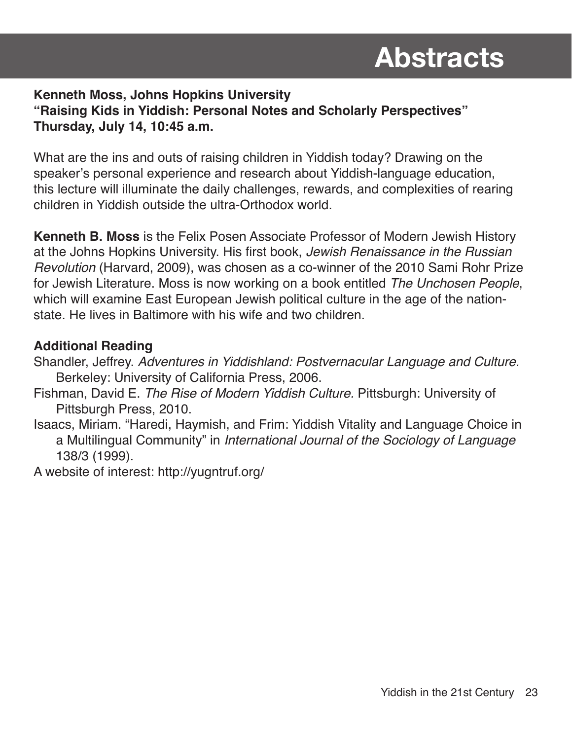# Abstracts

**Kenneth Moss, Johns Hopkins University**
**"Raising Kids in Yiddish: Personal Notes and Scholarly Perspectives"**
**Thursday, July 14, 10:45 a.m.**

What are the ins and outs of raising children in Yiddish today? Drawing on the speaker's personal experience and research about Yiddish-language education, this lecture will illuminate the daily challenges, rewards, and complexities of rearing children in Yiddish outside the ultra-Orthodox world.

**Kenneth B. Moss** is the Felix Posen Associate Professor of Modern Jewish History at the Johns Hopkins University. His first book, *Jewish Renaissance in the Russian Revolution* (Harvard, 2009), was chosen as a co-winner of the 2010 Sami Rohr Prize for Jewish Literature. Moss is now working on a book entitled *The Unchosen People*, which will examine East European Jewish political culture in the age of the nation-state. He lives in Baltimore with his wife and two children.

### Additional Reading

Shandler, Jeffrey. *Adventures in Yiddishland: Postvernacular Language and Culture.* Berkeley: University of California Press, 2006.

Fishman, David E. *The Rise of Modern Yiddish Culture.* Pittsburgh: University of Pittsburgh Press, 2010.

Isaacs, Miriam. "Haredi, Haymish, and Frim: Yiddish Vitality and Language Choice in a Multilingual Community" in *International Journal of the Sociology of Language* 138/3 (1999).

A website of interest: http://yugntruf.org/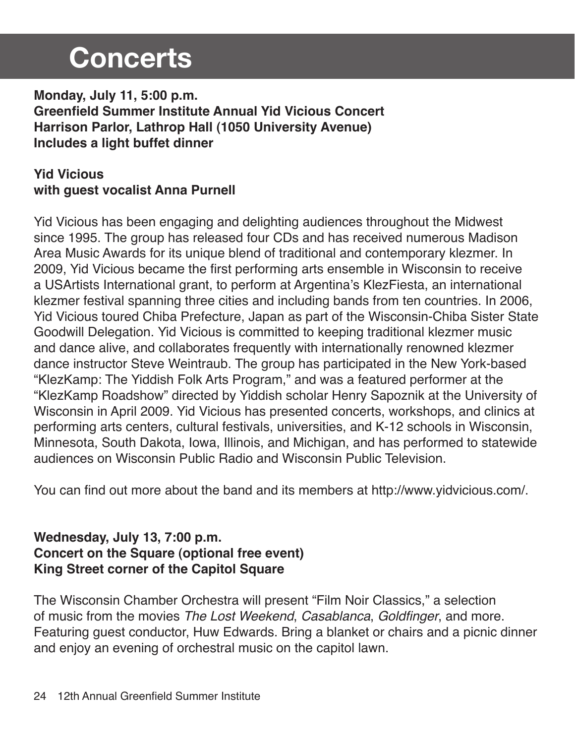# Concerts

**Monday, July 11, 5:00 p.m.**
**Greenfield Summer Institute Annual Yid Vicious Concert**
**Harrison Parlor, Lathrop Hall (1050 University Avenue)**
**Includes a light buffet dinner**

**Yid Vicious**
**with guest vocalist Anna Purnell**

Yid Vicious has been engaging and delighting audiences throughout the Midwest since 1995. The group has released four CDs and has received numerous Madison Area Music Awards for its unique blend of traditional and contemporary klezmer. In 2009, Yid Vicious became the first performing arts ensemble in Wisconsin to receive a USArtists International grant, to perform at Argentina's KlezFiesta, an international klezmer festival spanning three cities and including bands from ten countries. In 2006, Yid Vicious toured Chiba Prefecture, Japan as part of the Wisconsin-Chiba Sister State Goodwill Delegation. Yid Vicious is committed to keeping traditional klezmer music and dance alive, and collaborates frequently with internationally renowned klezmer dance instructor Steve Weintraub. The group has participated in the New York-based "KlezKamp: The Yiddish Folk Arts Program," and was a featured performer at the "KlezKamp Roadshow" directed by Yiddish scholar Henry Sapoznik at the University of Wisconsin in April 2009. Yid Vicious has presented concerts, workshops, and clinics at performing arts centers, cultural festivals, universities, and K-12 schools in Wisconsin, Minnesota, South Dakota, Iowa, Illinois, and Michigan, and has performed to statewide audiences on Wisconsin Public Radio and Wisconsin Public Television.

You can find out more about the band and its members at http://www.yidvicious.com/.

**Wednesday, July 13, 7:00 p.m.**
**Concert on the Square (optional free event)**
**King Street corner of the Capitol Square**

The Wisconsin Chamber Orchestra will present "Film Noir Classics," a selection of music from the movies *The Lost Weekend*, *Casablanca*, *Goldfinger*, and more. Featuring guest conductor, Huw Edwards. Bring a blanket or chairs and a picnic dinner and enjoy an evening of orchestral music on the capitol lawn.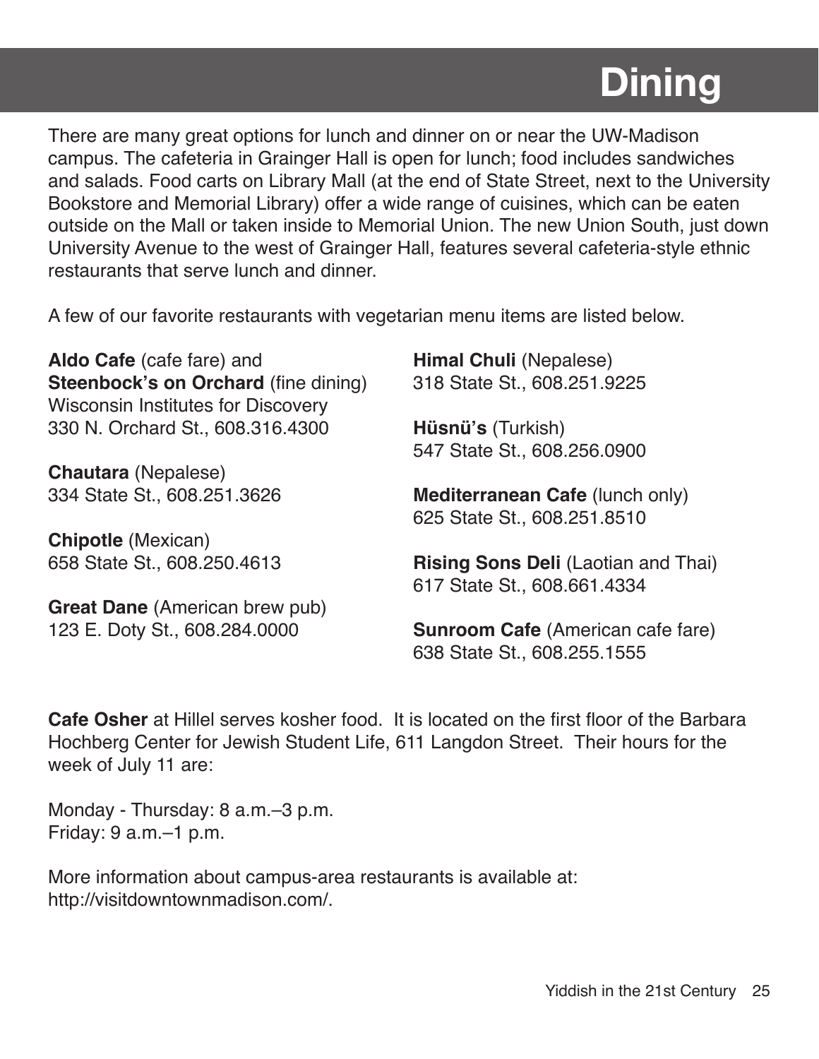# Dining

There are many great options for lunch and dinner on or near the UW-Madison campus. The cafeteria in Grainger Hall is open for lunch; food includes sandwiches and salads. Food carts on Library Mall (at the end of State Street, next to the University Bookstore and Memorial Library) offer a wide range of cuisines, which can be eaten outside on the Mall or taken inside to Memorial Union. The new Union South, just down University Avenue to the west of Grainger Hall, features several cafeteria-style ethnic restaurants that serve lunch and dinner.

A few of our favorite restaurants with vegetarian menu items are listed below.

**Aldo Cafe** (cafe fare) and
**Steenbock's on Orchard** (fine dining)
Wisconsin Institutes for Discovery
330 N. Orchard St., 608.316.4300

**Chautara** (Nepalese)
334 State St., 608.251.3626

**Chipotle** (Mexican)
658 State St., 608.250.4613

**Great Dane** (American brew pub)
123 E. Doty St., 608.284.0000

**Himal Chuli** (Nepalese)
318 State St., 608.251.9225

**Hüsnü's** (Turkish)
547 State St., 608.256.0900

**Mediterranean Cafe** (lunch only)
625 State St., 608.251.8510

**Rising Sons Deli** (Laotian and Thai)
617 State St., 608.661.4334

**Sunroom Cafe** (American cafe fare)
638 State St., 608.255.1555

**Cafe Osher** at Hillel serves kosher food. It is located on the first floor of the Barbara Hochberg Center for Jewish Student Life, 611 Langdon Street. Their hours for the week of July 11 are:

Monday - Thursday: 8 a.m.–3 p.m.
Friday: 9 a.m.–1 p.m.

More information about campus-area restaurants is available at:
http://visitdowntownmadison.com/.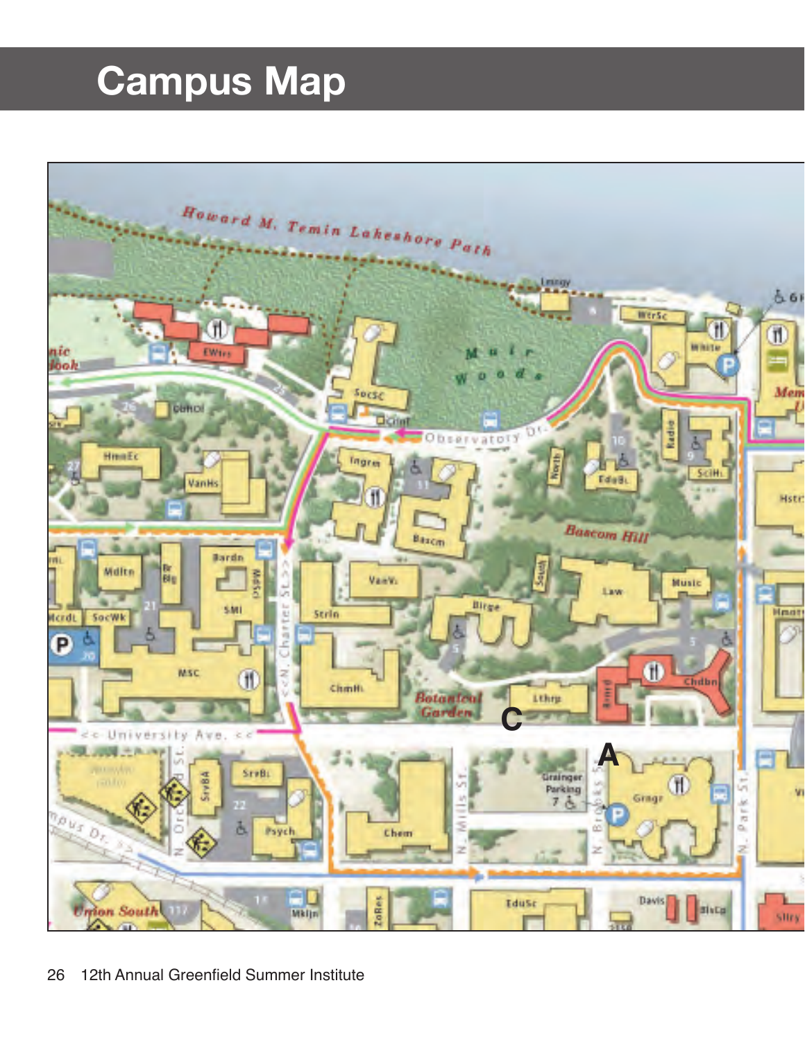# Campus Map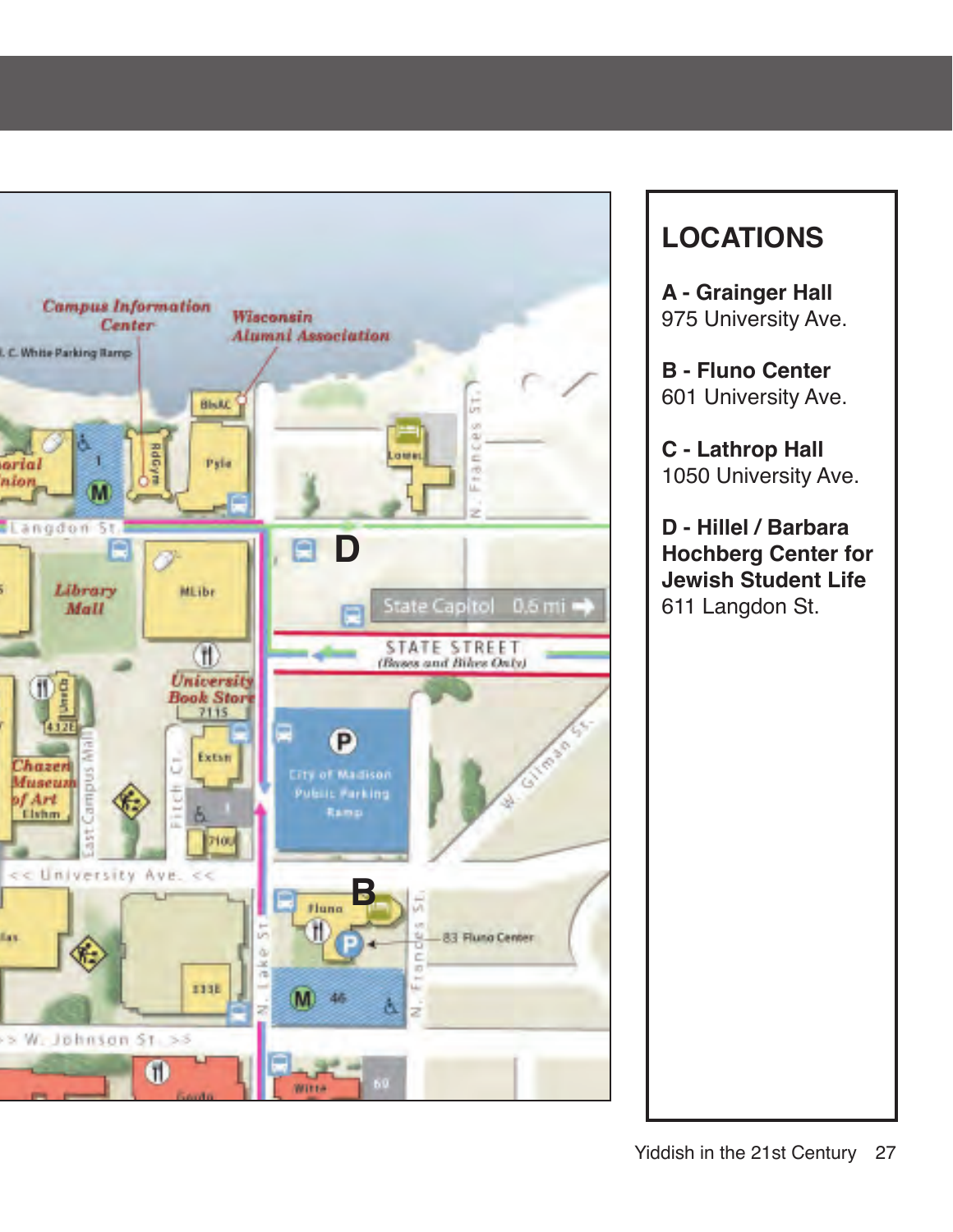## LOCATIONS

**A - Grainger Hall**
975 University Ave.

**B - Fluno Center**
601 University Ave.

**C - Lathrop Hall**
1050 University Ave.

**D - Hillel / Barbara Hochberg Center for Jewish Student Life**
611 Langdon St.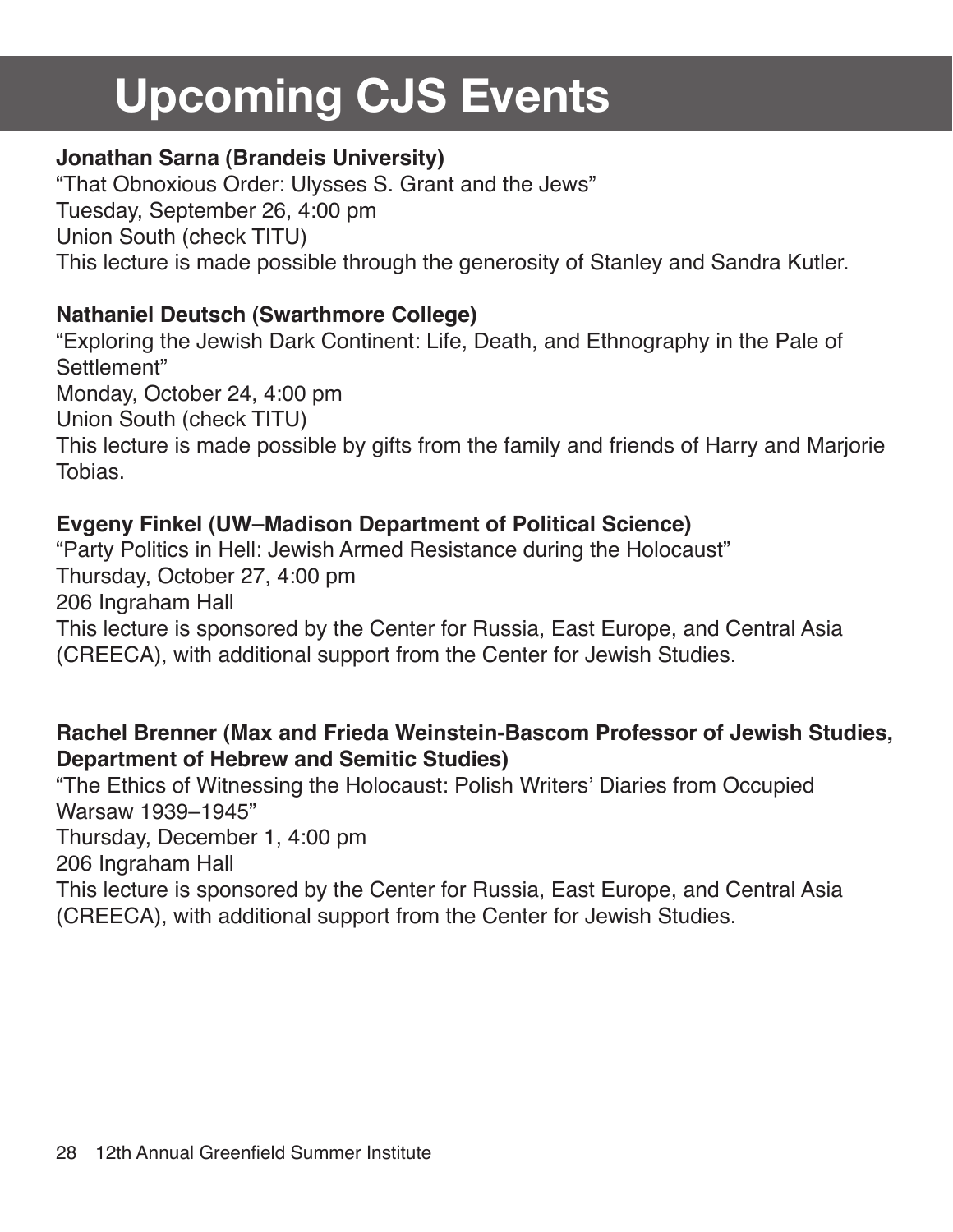# Upcoming CJS Events

**Jonathan Sarna (Brandeis University)**
"That Obnoxious Order: Ulysses S. Grant and the Jews"
Tuesday, September 26, 4:00 pm
Union South (check TITU)
This lecture is made possible through the generosity of Stanley and Sandra Kutler.

**Nathaniel Deutsch (Swarthmore College)**
"Exploring the Jewish Dark Continent: Life, Death, and Ethnography in the Pale of Settlement"
Monday, October 24, 4:00 pm
Union South (check TITU)
This lecture is made possible by gifts from the family and friends of Harry and Marjorie Tobias.

**Evgeny Finkel (UW–Madison Department of Political Science)**
"Party Politics in Hell: Jewish Armed Resistance during the Holocaust"
Thursday, October 27, 4:00 pm
206 Ingraham Hall
This lecture is sponsored by the Center for Russia, East Europe, and Central Asia (CREECA), with additional support from the Center for Jewish Studies.

**Rachel Brenner (Max and Frieda Weinstein-Bascom Professor of Jewish Studies, Department of Hebrew and Semitic Studies)**
"The Ethics of Witnessing the Holocaust: Polish Writers' Diaries from Occupied Warsaw 1939–1945"
Thursday, December 1, 4:00 pm
206 Ingraham Hall
This lecture is sponsored by the Center for Russia, East Europe, and Central Asia (CREECA), with additional support from the Center for Jewish Studies.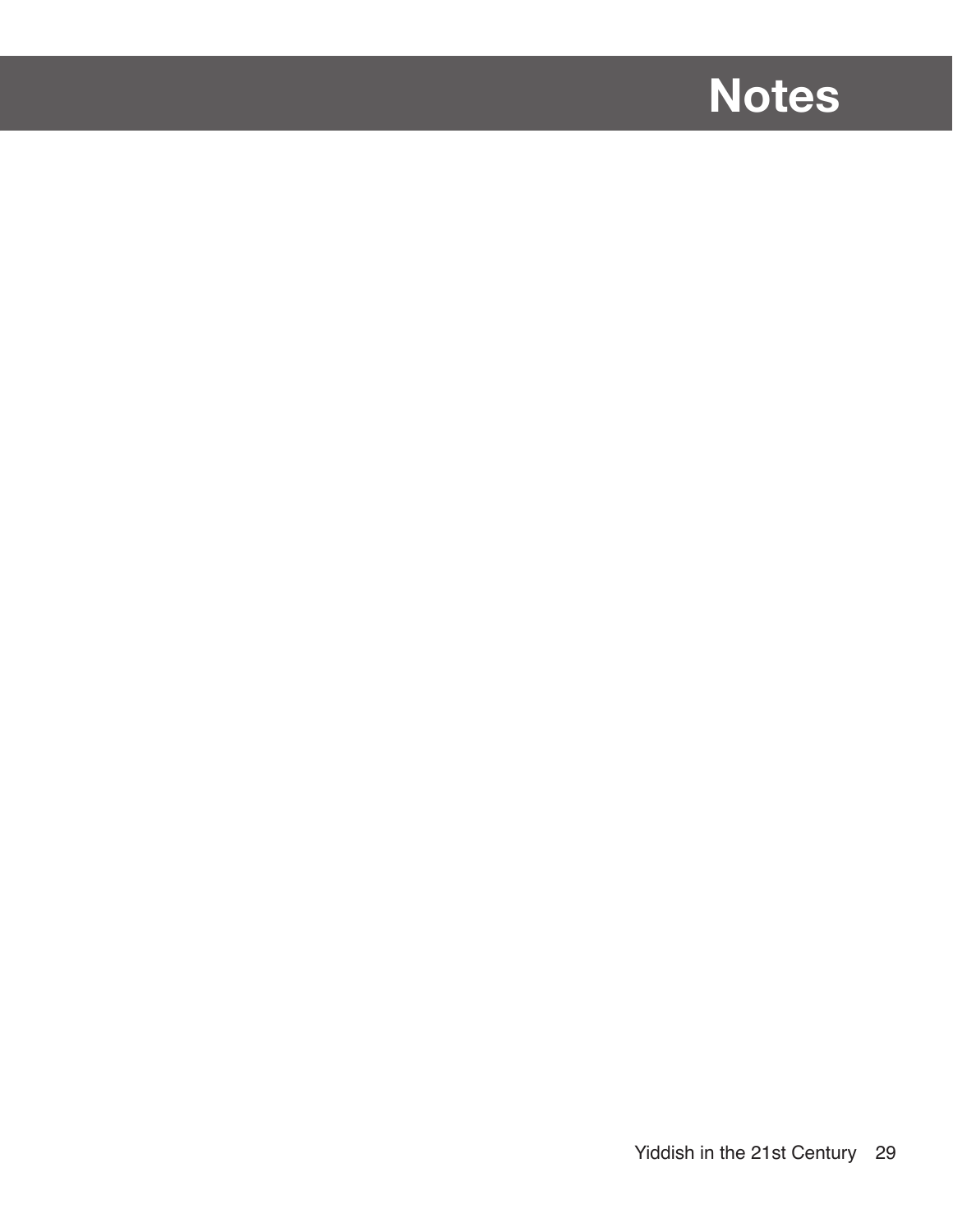# Notes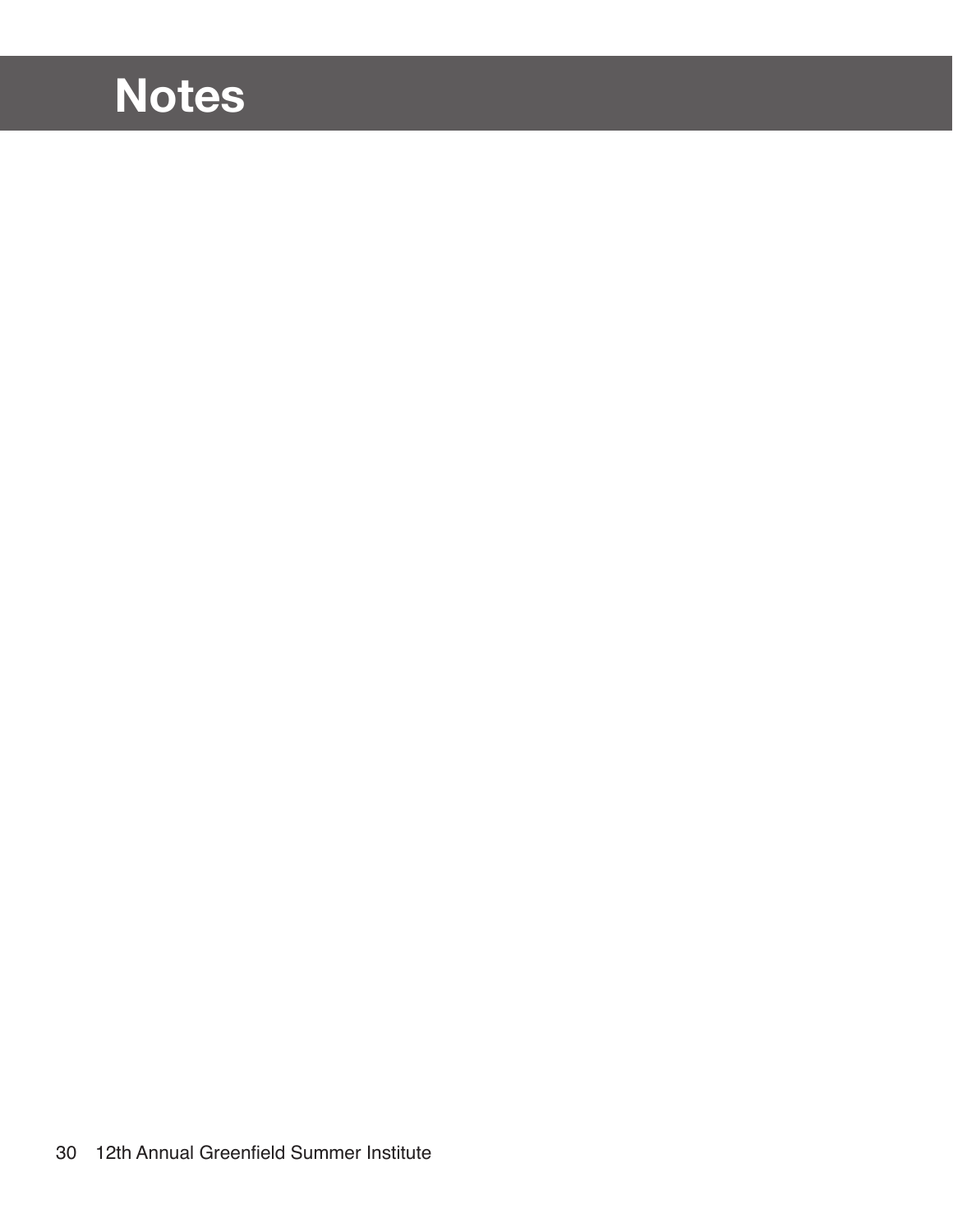# Notes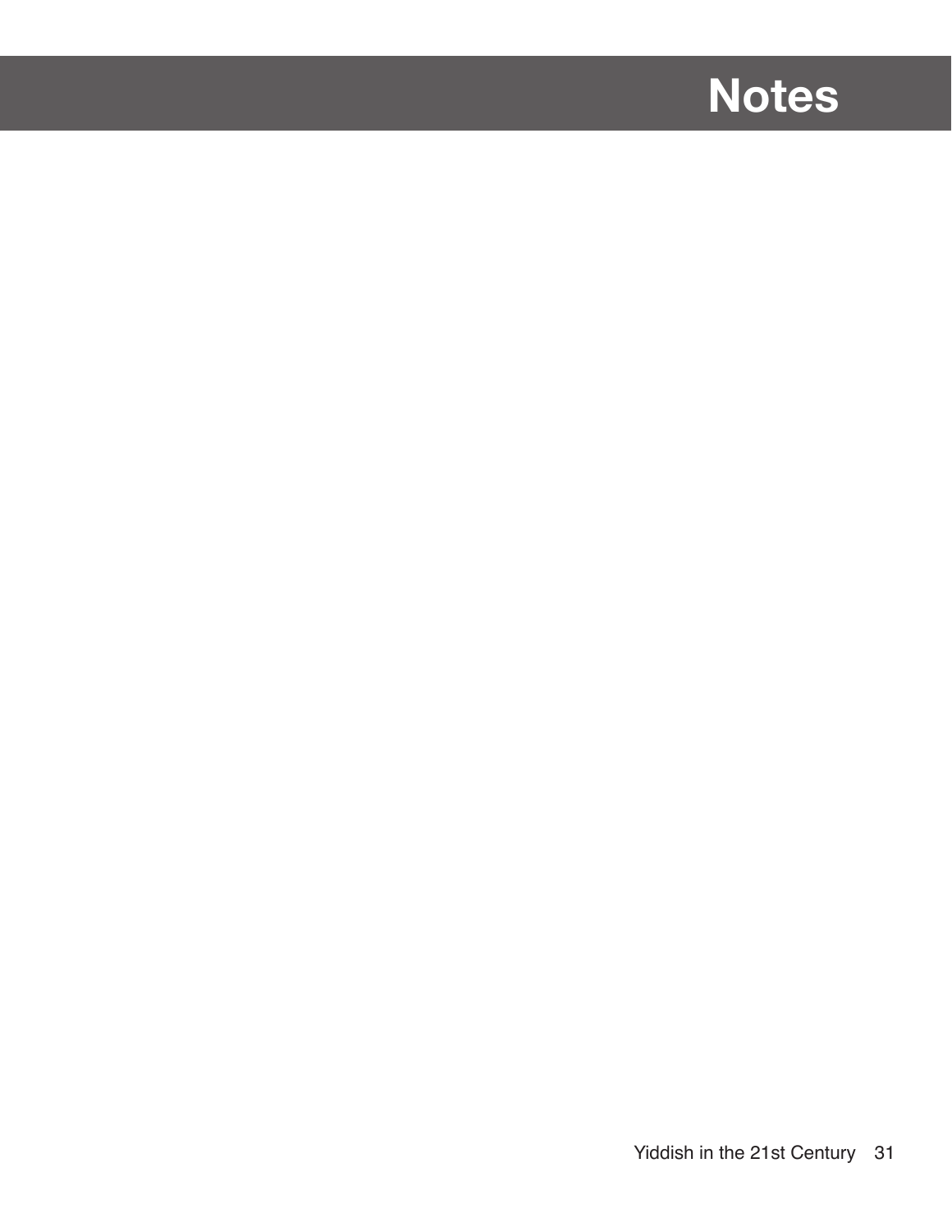# Notes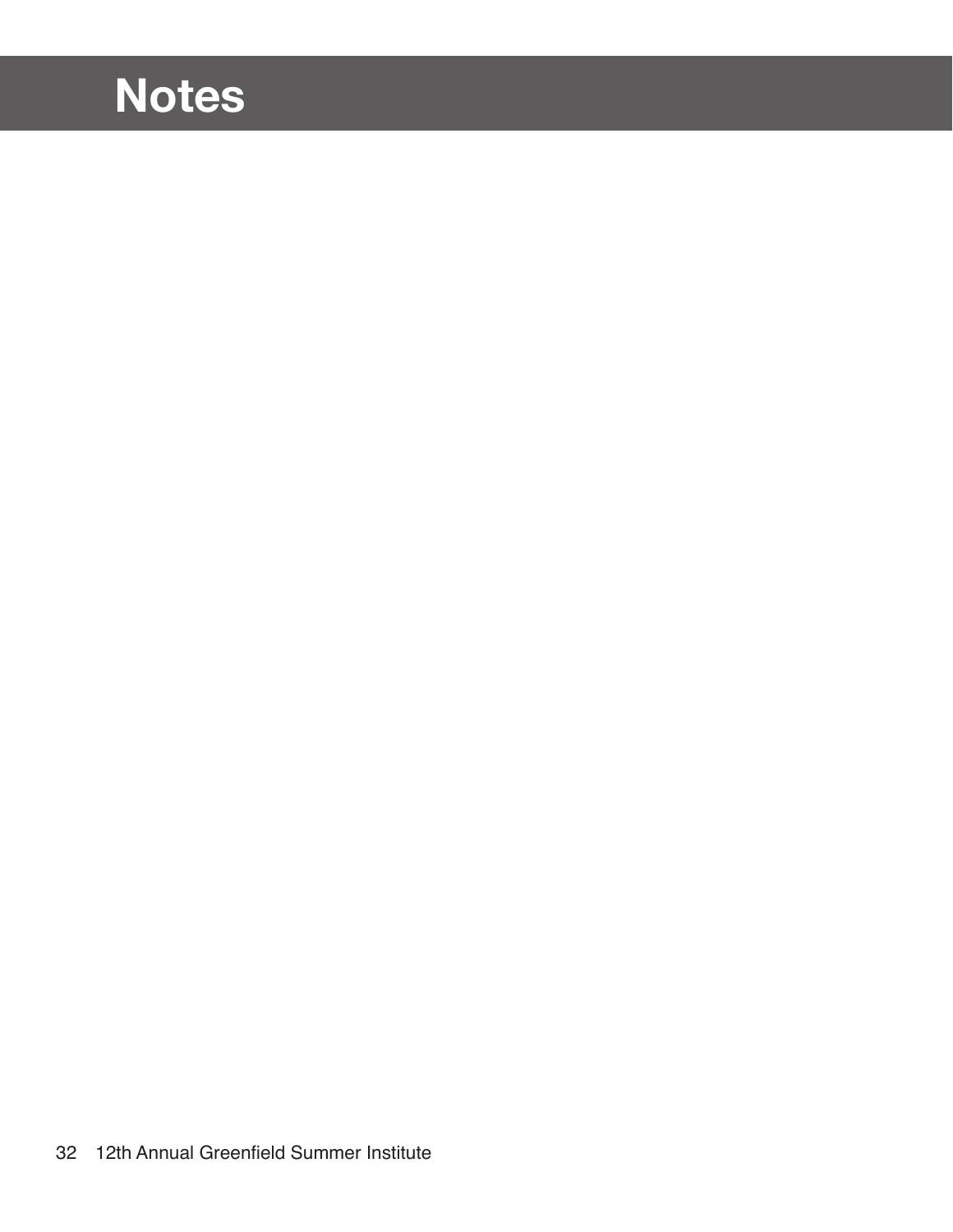# Notes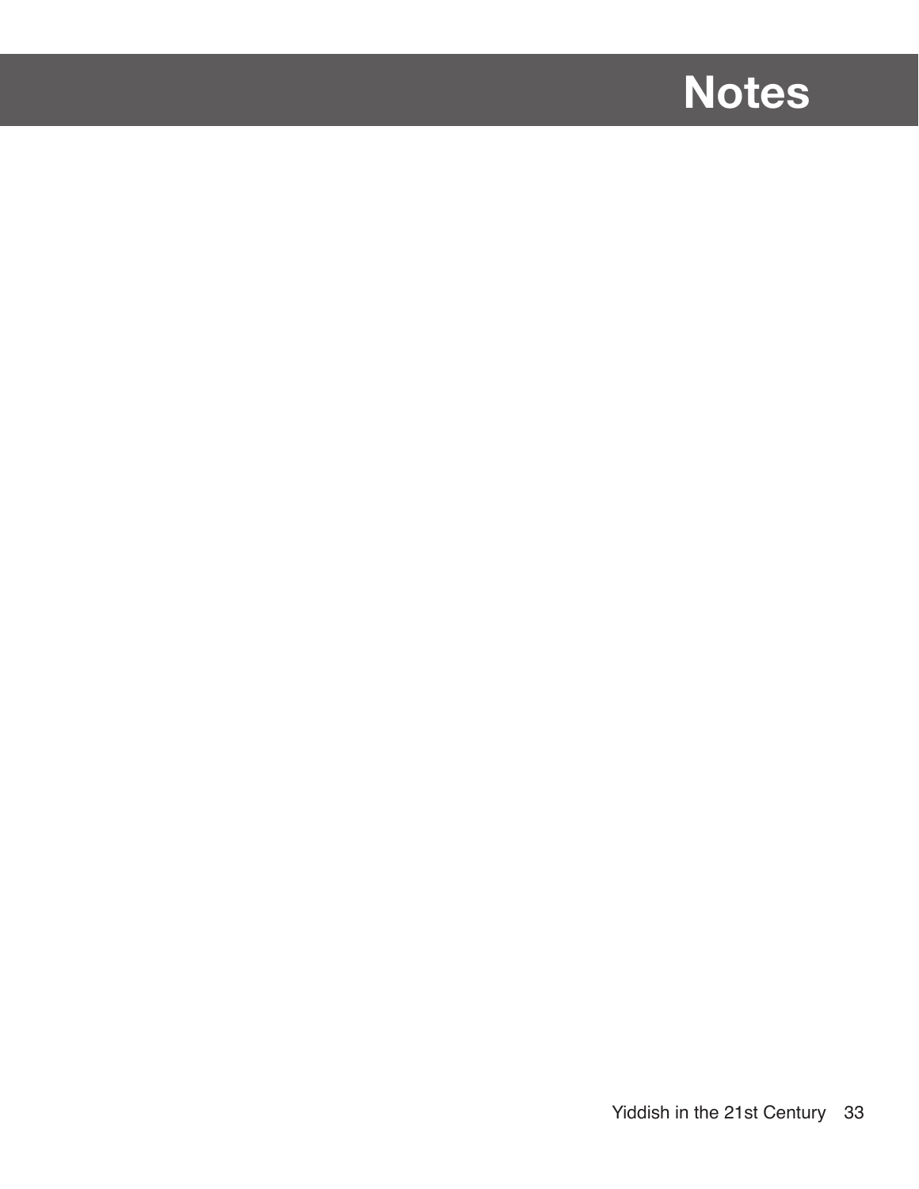# Notes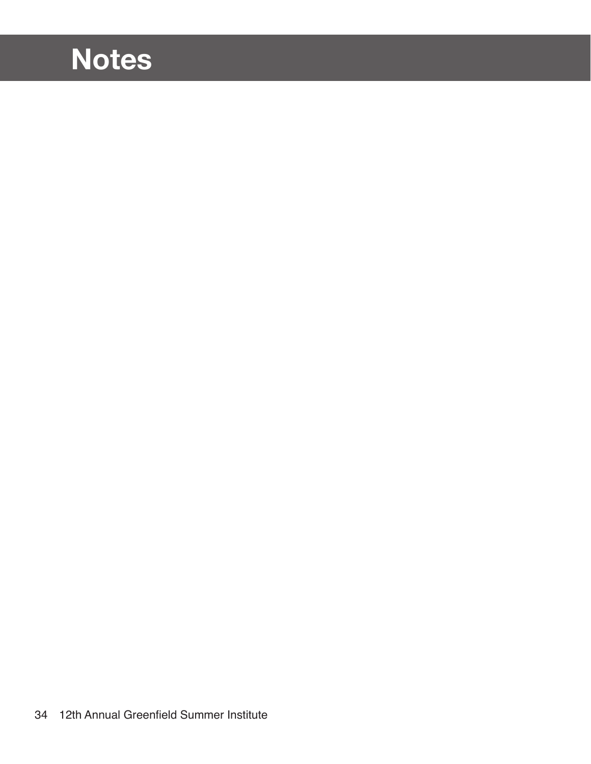# Notes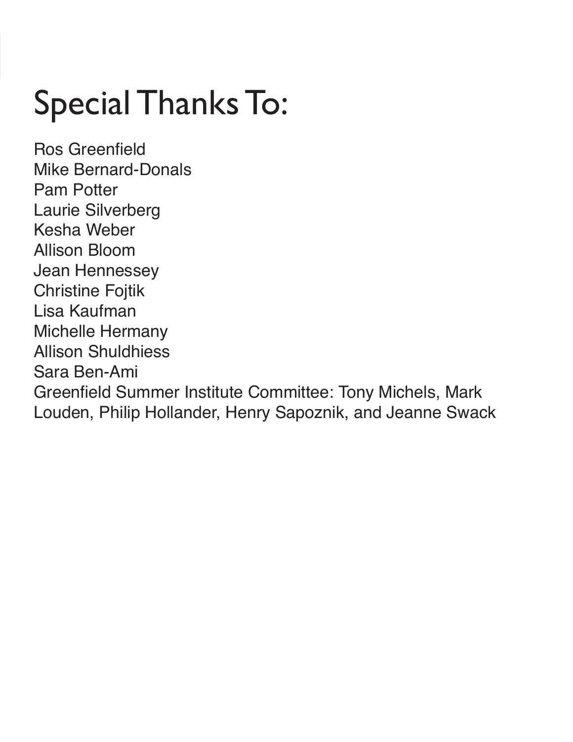# Special Thanks To:

Ros Greenfield
Mike Bernard-Donals
Pam Potter
Laurie Silverberg
Kesha Weber
Allison Bloom
Jean Hennessey
Christine Fojtik
Lisa Kaufman
Michelle Hermany
Allison Shuldhiess
Sara Ben-Ami
Greenfield Summer Institute Committee: Tony Michels, Mark Louden, Philip Hollander, Henry Sapoznik, and Jeanne Swack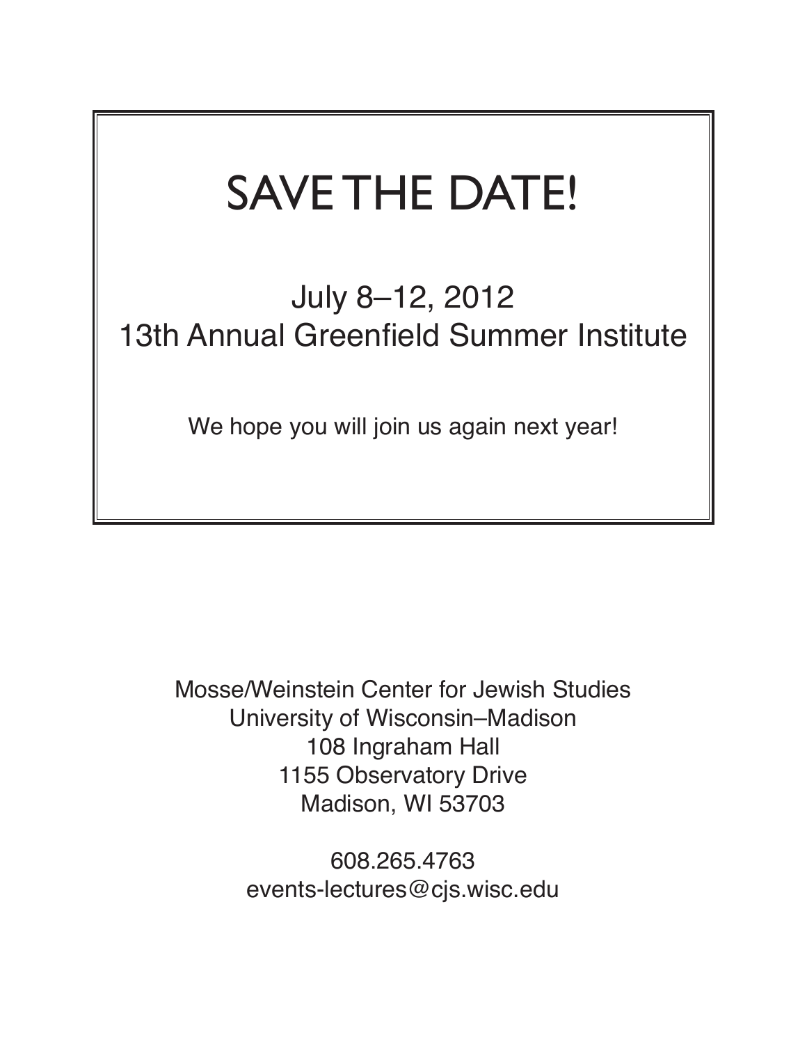# SAVE THE DATE!

## July 8–12, 2012
## 13th Annual Greenfield Summer Institute

We hope you will join us again next year!

Mosse/Weinstein Center for Jewish Studies
University of Wisconsin–Madison
108 Ingraham Hall
1155 Observatory Drive
Madison, WI 53703

608.265.4763
events-lectures@cjs.wisc.edu